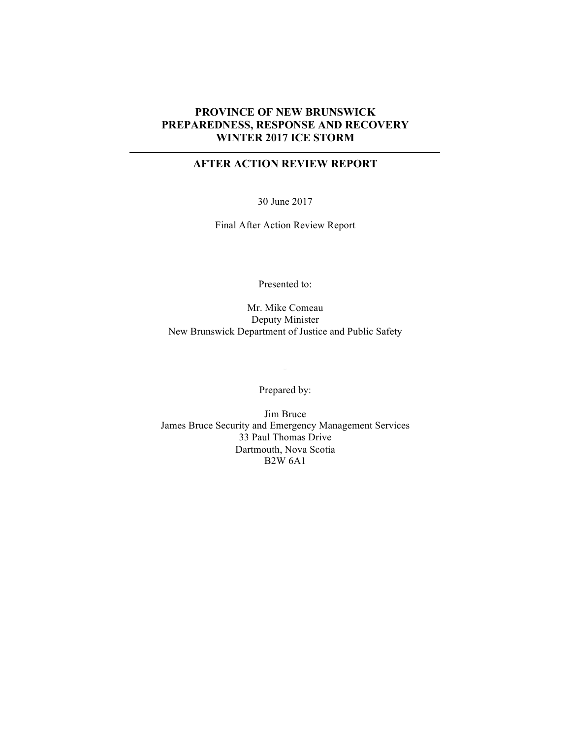# PROVINCE OF NEW BRUNSWICK
# PREPAREDNESS, RESPONSE AND RECOVERY
# WINTER 2017 ICE STORM

---

## AFTER ACTION REVIEW REPORT

30 June 2017

Final After Action Review Report

Presented to:

Mr. Mike Comeau
Deputy Minister
New Brunswick Department of Justice and Public Safety

Prepared by:

Jim Bruce
James Bruce Security and Emergency Management Services
33 Paul Thomas Drive
Dartmouth, Nova Scotia
B2W 6A1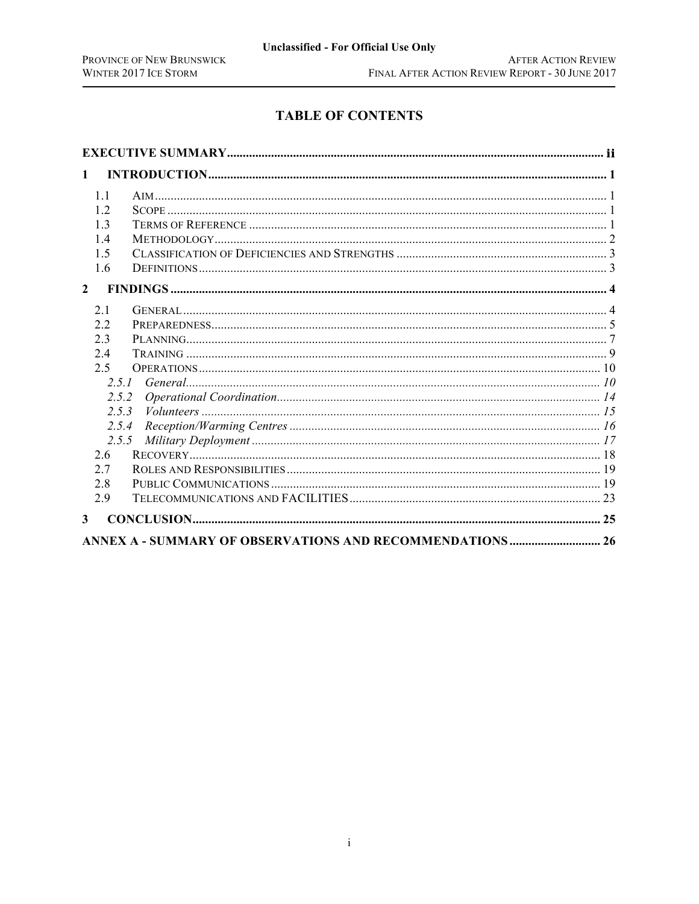# TABLE OF CONTENTS

**EXECUTIVE SUMMARY** ..... ii

**1 INTRODUCTION** ..... 1

- 1.1 AIM ..... 1
- 1.2 SCOPE ..... 1
- 1.3 TERMS OF REFERENCE ..... 1
- 1.4 METHODOLOGY ..... 2
- 1.5 CLASSIFICATION OF DEFICIENCIES AND STRENGTHS ..... 3
- 1.6 DEFINITIONS ..... 3

**2 FINDINGS** ..... 4

- 2.1 GENERAL ..... 4
- 2.2 PREPAREDNESS ..... 5
- 2.3 PLANNING ..... 7
- 2.4 TRAINING ..... 9
- 2.5 OPERATIONS ..... 10
  - *2.5.1 General* ..... 10
  - *2.5.2 Operational Coordination* ..... 14
  - *2.5.3 Volunteers* ..... 15
  - *2.5.4 Reception/Warming Centres* ..... 16
  - *2.5.5 Military Deployment* ..... 17
- 2.6 RECOVERY ..... 18
- 2.7 ROLES AND RESPONSIBILITIES ..... 19
- 2.8 PUBLIC COMMUNICATIONS ..... 19
- 2.9 TELECOMMUNICATIONS AND FACILITIES ..... 23

**3 CONCLUSION** ..... 25

**ANNEX A - SUMMARY OF OBSERVATIONS AND RECOMMENDATIONS** ..... 26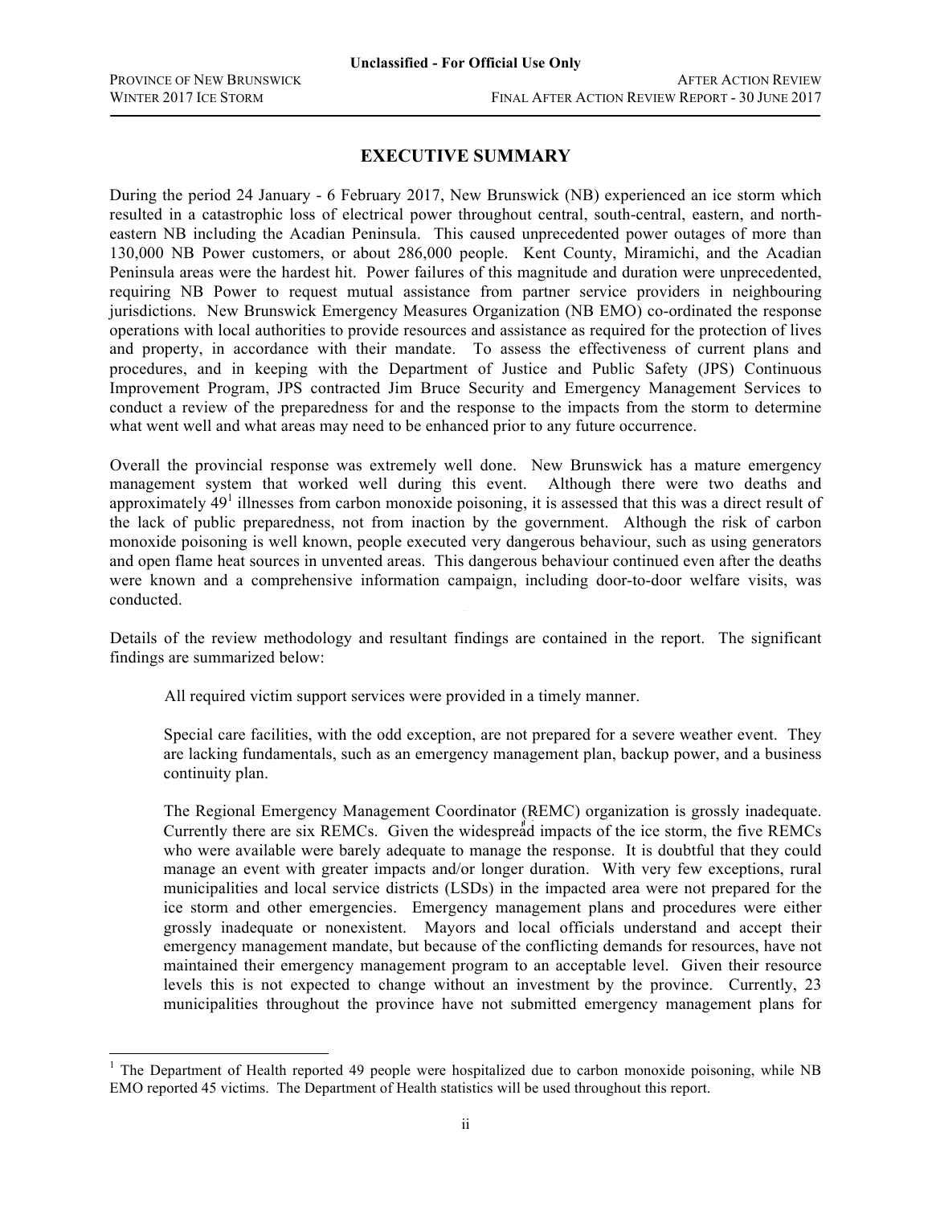## EXECUTIVE SUMMARY

During the period 24 January - 6 February 2017, New Brunswick (NB) experienced an ice storm which resulted in a catastrophic loss of electrical power throughout central, south-central, eastern, and north-eastern NB including the Acadian Peninsula. This caused unprecedented power outages of more than 130,000 NB Power customers, or about 286,000 people. Kent County, Miramichi, and the Acadian Peninsula areas were the hardest hit. Power failures of this magnitude and duration were unprecedented, requiring NB Power to request mutual assistance from partner service providers in neighbouring jurisdictions. New Brunswick Emergency Measures Organization (NB EMO) co-ordinated the response operations with local authorities to provide resources and assistance as required for the protection of lives and property, in accordance with their mandate. To assess the effectiveness of current plans and procedures, and in keeping with the Department of Justice and Public Safety (JPS) Continuous Improvement Program, JPS contracted Jim Bruce Security and Emergency Management Services to conduct a review of the preparedness for and the response to the impacts from the storm to determine what went well and what areas may need to be enhanced prior to any future occurrence.

Overall the provincial response was extremely well done. New Brunswick has a mature emergency management system that worked well during this event. Although there were two deaths and approximately 49[1] illnesses from carbon monoxide poisoning, it is assessed that this was a direct result of the lack of public preparedness, not from inaction by the government. Although the risk of carbon monoxide poisoning is well known, people executed very dangerous behaviour, such as using generators and open flame heat sources in unvented areas. This dangerous behaviour continued even after the deaths were known and a comprehensive information campaign, including door-to-door welfare visits, was conducted.

Details of the review methodology and resultant findings are contained in the report. The significant findings are summarized below:

All required victim support services were provided in a timely manner.

Special care facilities, with the odd exception, are not prepared for a severe weather event. They are lacking fundamentals, such as an emergency management plan, backup power, and a business continuity plan.

The Regional Emergency Management Coordinator (REMC) organization is grossly inadequate. Currently there are six REMCs. Given the widespread impacts of the ice storm, the five REMCs who were available were barely adequate to manage the response. It is doubtful that they could manage an event with greater impacts and/or longer duration. With very few exceptions, rural municipalities and local service districts (LSDs) in the impacted area were not prepared for the ice storm and other emergencies. Emergency management plans and procedures were either grossly inadequate or nonexistent. Mayors and local officials understand and accept their emergency management mandate, but because of the conflicting demands for resources, have not maintained their emergency management program to an acceptable level. Given their resource levels this is not expected to change without an investment by the province. Currently, 23 municipalities throughout the province have not submitted emergency management plans for

[1] The Department of Health reported 49 people were hospitalized due to carbon monoxide poisoning, while NB EMO reported 45 victims. The Department of Health statistics will be used throughout this report.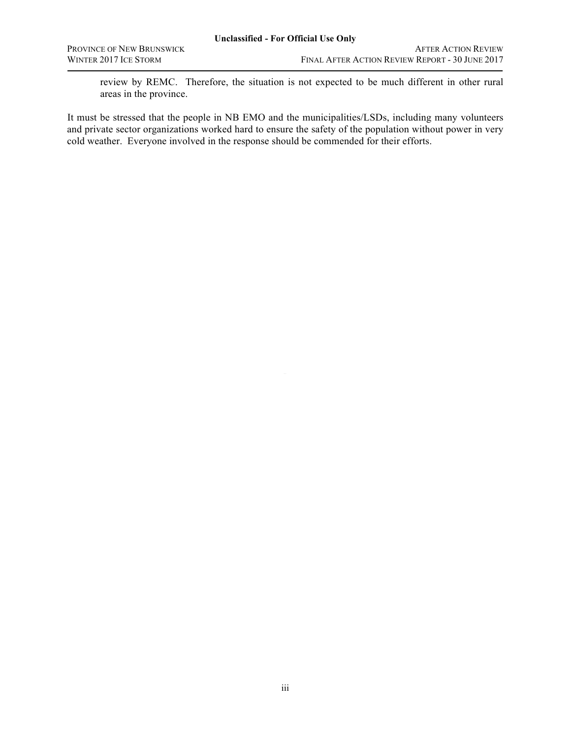review by REMC. Therefore, the situation is not expected to be much different in other rural areas in the province.

It must be stressed that the people in NB EMO and the municipalities/LSDs, including many volunteers and private sector organizations worked hard to ensure the safety of the population without power in very cold weather. Everyone involved in the response should be commended for their efforts.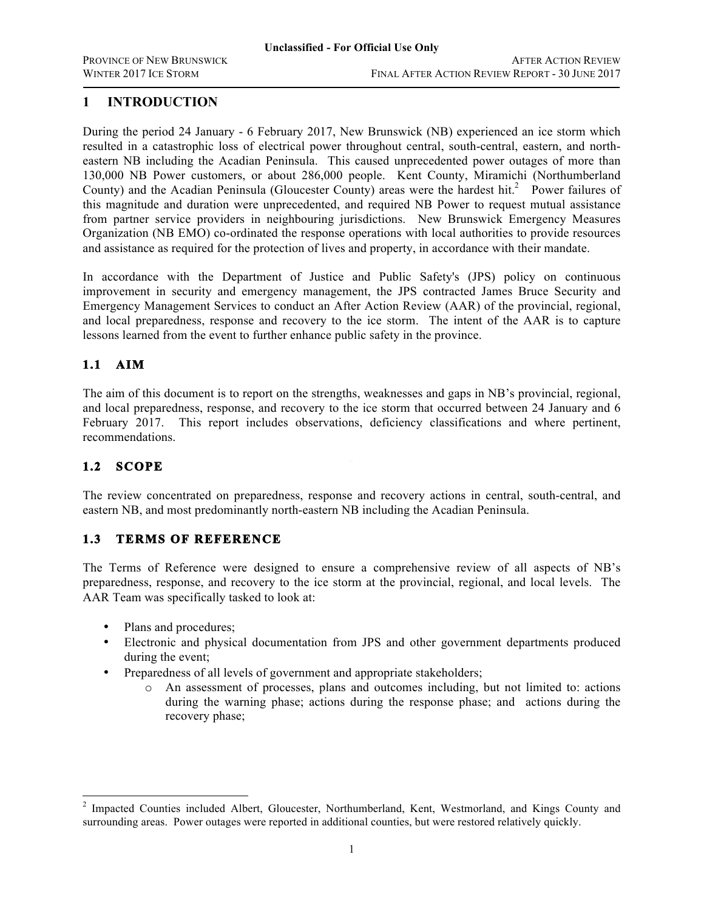# 1 INTRODUCTION

During the period 24 January - 6 February 2017, New Brunswick (NB) experienced an ice storm which resulted in a catastrophic loss of electrical power throughout central, south-central, eastern, and north-eastern NB including the Acadian Peninsula. This caused unprecedented power outages of more than 130,000 NB Power customers, or about 286,000 people. Kent County, Miramichi (Northumberland County) and the Acadian Peninsula (Gloucester County) areas were the hardest hit.[2] Power failures of this magnitude and duration were unprecedented, and required NB Power to request mutual assistance from partner service providers in neighbouring jurisdictions. New Brunswick Emergency Measures Organization (NB EMO) co-ordinated the response operations with local authorities to provide resources and assistance as required for the protection of lives and property, in accordance with their mandate.

In accordance with the Department of Justice and Public Safety's (JPS) policy on continuous improvement in security and emergency management, the JPS contracted James Bruce Security and Emergency Management Services to conduct an After Action Review (AAR) of the provincial, regional, and local preparedness, response and recovery to the ice storm. The intent of the AAR is to capture lessons learned from the event to further enhance public safety in the province.

## 1.1 AIM

The aim of this document is to report on the strengths, weaknesses and gaps in NB's provincial, regional, and local preparedness, response, and recovery to the ice storm that occurred between 24 January and 6 February 2017. This report includes observations, deficiency classifications and where pertinent, recommendations.

## 1.2 SCOPE

The review concentrated on preparedness, response and recovery actions in central, south-central, and eastern NB, and most predominantly north-eastern NB including the Acadian Peninsula.

## 1.3 TERMS OF REFERENCE

The Terms of Reference were designed to ensure a comprehensive review of all aspects of NB's preparedness, response, and recovery to the ice storm at the provincial, regional, and local levels. The AAR Team was specifically tasked to look at:

- Plans and procedures;
- Electronic and physical documentation from JPS and other government departments produced during the event;
- Preparedness of all levels of government and appropriate stakeholders;
  - An assessment of processes, plans and outcomes including, but not limited to: actions during the warning phase; actions during the response phase; and actions during the recovery phase;

[2] Impacted Counties included Albert, Gloucester, Northumberland, Kent, Westmorland, and Kings County and surrounding areas. Power outages were reported in additional counties, but were restored relatively quickly.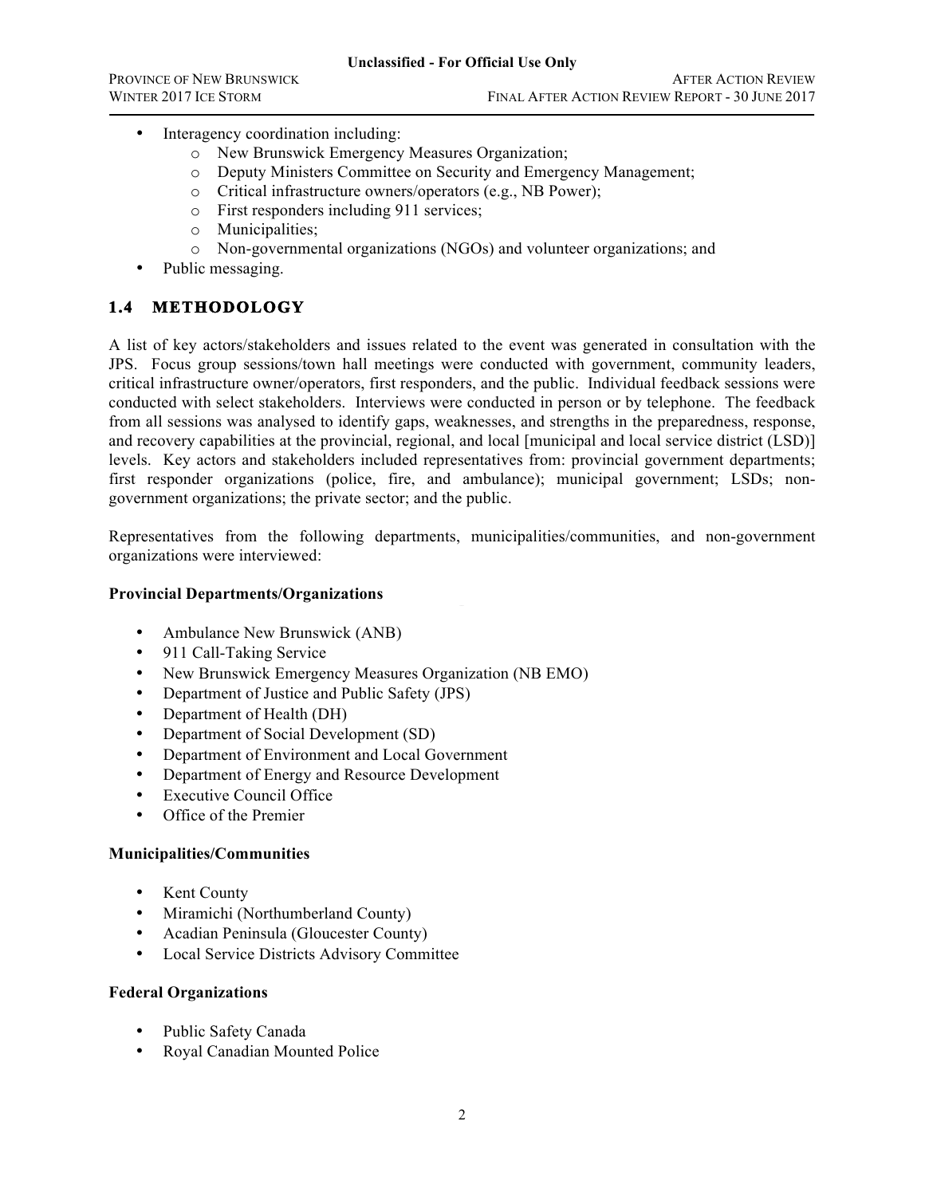- Interagency coordination including:
    - New Brunswick Emergency Measures Organization;
    - Deputy Ministers Committee on Security and Emergency Management;
    - Critical infrastructure owners/operators (e.g., NB Power);
    - First responders including 911 services;
    - Municipalities;
    - Non-governmental organizations (NGOs) and volunteer organizations; and
- Public messaging.

## 1.4 METHODOLOGY

A list of key actors/stakeholders and issues related to the event was generated in consultation with the JPS. Focus group sessions/town hall meetings were conducted with government, community leaders, critical infrastructure owner/operators, first responders, and the public. Individual feedback sessions were conducted with select stakeholders. Interviews were conducted in person or by telephone. The feedback from all sessions was analysed to identify gaps, weaknesses, and strengths in the preparedness, response, and recovery capabilities at the provincial, regional, and local [municipal and local service district (LSD)] levels. Key actors and stakeholders included representatives from: provincial government departments; first responder organizations (police, fire, and ambulance); municipal government; LSDs; non-government organizations; the private sector; and the public.

Representatives from the following departments, municipalities/communities, and non-government organizations were interviewed:

**Provincial Departments/Organizations**

- Ambulance New Brunswick (ANB)
- 911 Call-Taking Service
- New Brunswick Emergency Measures Organization (NB EMO)
- Department of Justice and Public Safety (JPS)
- Department of Health (DH)
- Department of Social Development (SD)
- Department of Environment and Local Government
- Department of Energy and Resource Development
- Executive Council Office
- Office of the Premier

**Municipalities/Communities**

- Kent County
- Miramichi (Northumberland County)
- Acadian Peninsula (Gloucester County)
- Local Service Districts Advisory Committee

**Federal Organizations**

- Public Safety Canada
- Royal Canadian Mounted Police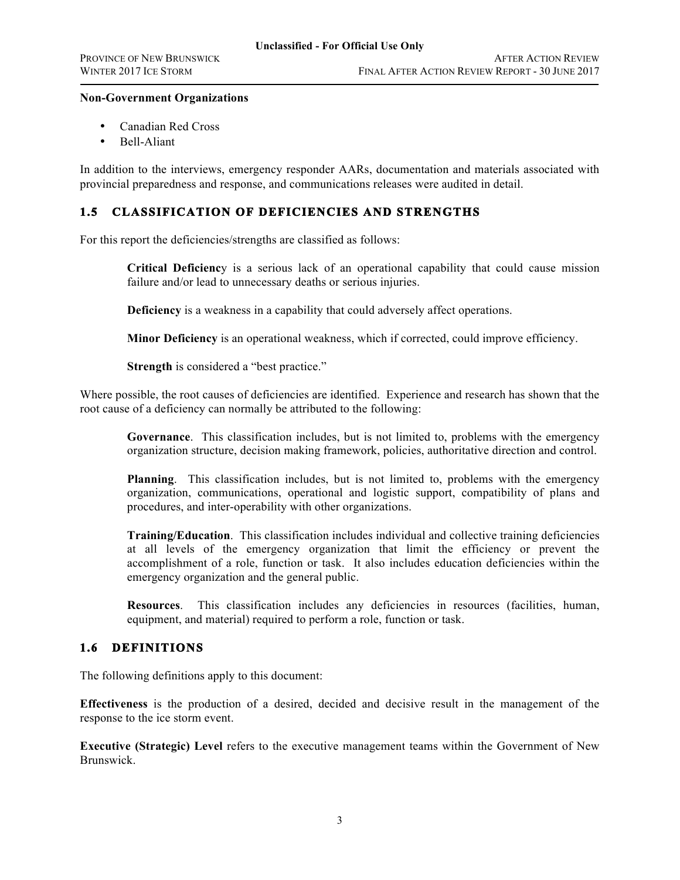**Non-Government Organizations**

- Canadian Red Cross
- Bell-Aliant

In addition to the interviews, emergency responder AARs, documentation and materials associated with provincial preparedness and response, and communications releases were audited in detail.

## 1.5 CLASSIFICATION OF DEFICIENCIES AND STRENGTHS

For this report the deficiencies/strengths are classified as follows:

> **Critical Deficiency** is a serious lack of an operational capability that could cause mission failure and/or lead to unnecessary deaths or serious injuries.
>
> **Deficiency** is a weakness in a capability that could adversely affect operations.
>
> **Minor Deficiency** is an operational weakness, which if corrected, could improve efficiency.
>
> **Strength** is considered a "best practice."

Where possible, the root causes of deficiencies are identified. Experience and research has shown that the root cause of a deficiency can normally be attributed to the following:

> **Governance**. This classification includes, but is not limited to, problems with the emergency organization structure, decision making framework, policies, authoritative direction and control.
>
> **Planning**. This classification includes, but is not limited to, problems with the emergency organization, communications, operational and logistic support, compatibility of plans and procedures, and inter-operability with other organizations.
>
> **Training/Education**. This classification includes individual and collective training deficiencies at all levels of the emergency organization that limit the efficiency or prevent the accomplishment of a role, function or task. It also includes education deficiencies within the emergency organization and the general public.
>
> **Resources**. This classification includes any deficiencies in resources (facilities, human, equipment, and material) required to perform a role, function or task.

## 1.6 DEFINITIONS

The following definitions apply to this document:

**Effectiveness** is the production of a desired, decided and decisive result in the management of the response to the ice storm event.

**Executive (Strategic) Level** refers to the executive management teams within the Government of New Brunswick.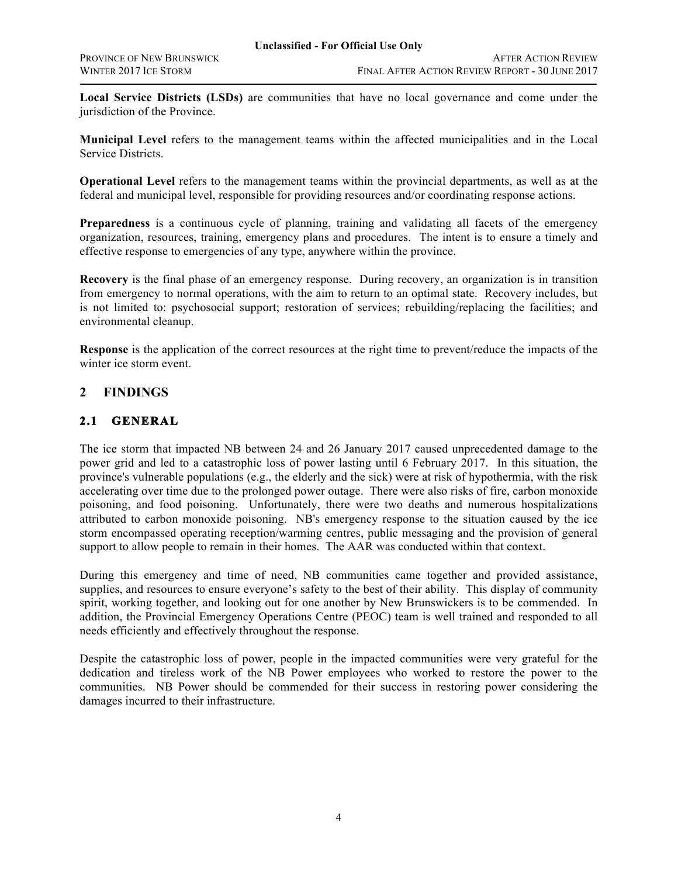**Local Service Districts (LSDs)** are communities that have no local governance and come under the jurisdiction of the Province.

**Municipal Level** refers to the management teams within the affected municipalities and in the Local Service Districts.

**Operational Level** refers to the management teams within the provincial departments, as well as at the federal and municipal level, responsible for providing resources and/or coordinating response actions.

**Preparedness** is a continuous cycle of planning, training and validating all facets of the emergency organization, resources, training, emergency plans and procedures. The intent is to ensure a timely and effective response to emergencies of any type, anywhere within the province.

**Recovery** is the final phase of an emergency response. During recovery, an organization is in transition from emergency to normal operations, with the aim to return to an optimal state. Recovery includes, but is not limited to: psychosocial support; restoration of services; rebuilding/replacing the facilities; and environmental cleanup.

**Response** is the application of the correct resources at the right time to prevent/reduce the impacts of the winter ice storm event.

# 2 FINDINGS

## 2.1 GENERAL

The ice storm that impacted NB between 24 and 26 January 2017 caused unprecedented damage to the power grid and led to a catastrophic loss of power lasting until 6 February 2017. In this situation, the province's vulnerable populations (e.g., the elderly and the sick) were at risk of hypothermia, with the risk accelerating over time due to the prolonged power outage. There were also risks of fire, carbon monoxide poisoning, and food poisoning. Unfortunately, there were two deaths and numerous hospitalizations attributed to carbon monoxide poisoning. NB's emergency response to the situation caused by the ice storm encompassed operating reception/warming centres, public messaging and the provision of general support to allow people to remain in their homes. The AAR was conducted within that context.

During this emergency and time of need, NB communities came together and provided assistance, supplies, and resources to ensure everyone's safety to the best of their ability. This display of community spirit, working together, and looking out for one another by New Brunswickers is to be commended. In addition, the Provincial Emergency Operations Centre (PEOC) team is well trained and responded to all needs efficiently and effectively throughout the response.

Despite the catastrophic loss of power, people in the impacted communities were very grateful for the dedication and tireless work of the NB Power employees who worked to restore the power to the communities. NB Power should be commended for their success in restoring power considering the damages incurred to their infrastructure.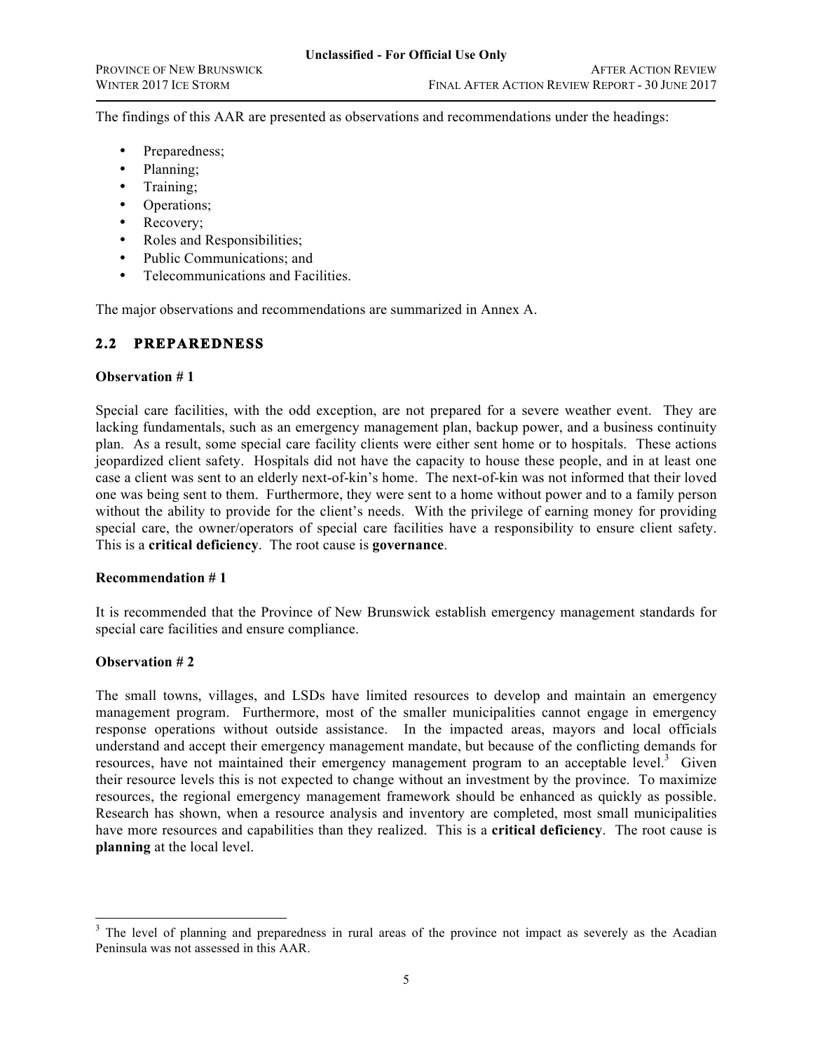The findings of this AAR are presented as observations and recommendations under the headings:

- Preparedness;
- Planning;
- Training;
- Operations;
- Recovery;
- Roles and Responsibilities;
- Public Communications; and
- Telecommunications and Facilities.

The major observations and recommendations are summarized in Annex A.

## 2.2 PREPAREDNESS

**Observation # 1**

Special care facilities, with the odd exception, are not prepared for a severe weather event. They are lacking fundamentals, such as an emergency management plan, backup power, and a business continuity plan. As a result, some special care facility clients were either sent home or to hospitals. These actions jeopardized client safety. Hospitals did not have the capacity to house these people, and in at least one case a client was sent to an elderly next-of-kin's home. The next-of-kin was not informed that their loved one was being sent to them. Furthermore, they were sent to a home without power and to a family person without the ability to provide for the client's needs. With the privilege of earning money for providing special care, the owner/operators of special care facilities have a responsibility to ensure client safety. This is a **critical deficiency**. The root cause is **governance**.

**Recommendation # 1**

It is recommended that the Province of New Brunswick establish emergency management standards for special care facilities and ensure compliance.

**Observation # 2**

The small towns, villages, and LSDs have limited resources to develop and maintain an emergency management program. Furthermore, most of the smaller municipalities cannot engage in emergency response operations without outside assistance. In the impacted areas, mayors and local officials understand and accept their emergency management mandate, but because of the conflicting demands for resources, have not maintained their emergency management program to an acceptable level.[3] Given their resource levels this is not expected to change without an investment by the province. To maximize resources, the regional emergency management framework should be enhanced as quickly as possible. Research has shown, when a resource analysis and inventory are completed, most small municipalities have more resources and capabilities than they realized. This is a **critical deficiency**. The root cause is **planning** at the local level.

[3] The level of planning and preparedness in rural areas of the province not impact as severely as the Acadian Peninsula was not assessed in this AAR.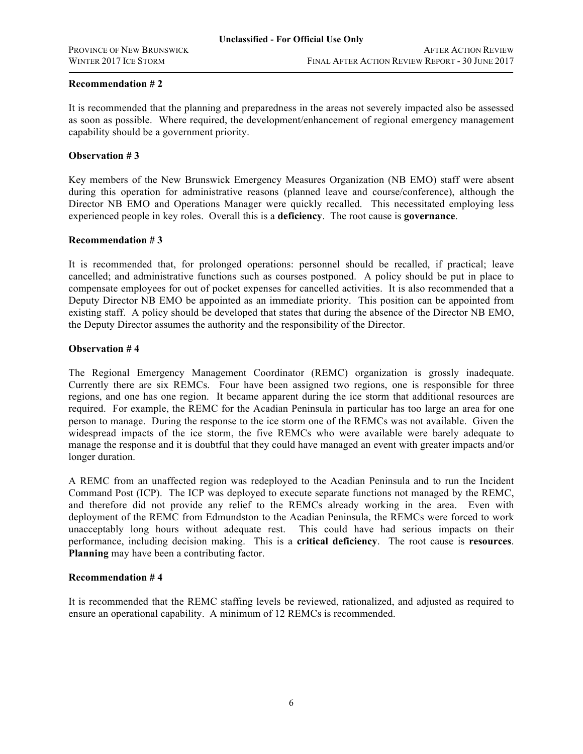**Recommendation # 2**

It is recommended that the planning and preparedness in the areas not severely impacted also be assessed as soon as possible. Where required, the development/enhancement of regional emergency management capability should be a government priority.

**Observation # 3**

Key members of the New Brunswick Emergency Measures Organization (NB EMO) staff were absent during this operation for administrative reasons (planned leave and course/conference), although the Director NB EMO and Operations Manager were quickly recalled. This necessitated employing less experienced people in key roles. Overall this is a **deficiency**. The root cause is **governance**.

**Recommendation # 3**

It is recommended that, for prolonged operations: personnel should be recalled, if practical; leave cancelled; and administrative functions such as courses postponed. A policy should be put in place to compensate employees for out of pocket expenses for cancelled activities. It is also recommended that a Deputy Director NB EMO be appointed as an immediate priority. This position can be appointed from existing staff. A policy should be developed that states that during the absence of the Director NB EMO, the Deputy Director assumes the authority and the responsibility of the Director.

**Observation # 4**

The Regional Emergency Management Coordinator (REMC) organization is grossly inadequate. Currently there are six REMCs. Four have been assigned two regions, one is responsible for three regions, and one has one region. It became apparent during the ice storm that additional resources are required. For example, the REMC for the Acadian Peninsula in particular has too large an area for one person to manage. During the response to the ice storm one of the REMCs was not available. Given the widespread impacts of the ice storm, the five REMCs who were available were barely adequate to manage the response and it is doubtful that they could have managed an event with greater impacts and/or longer duration.

A REMC from an unaffected region was redeployed to the Acadian Peninsula and to run the Incident Command Post (ICP). The ICP was deployed to execute separate functions not managed by the REMC, and therefore did not provide any relief to the REMCs already working in the area. Even with deployment of the REMC from Edmundston to the Acadian Peninsula, the REMCs were forced to work unacceptably long hours without adequate rest. This could have had serious impacts on their performance, including decision making. This is a **critical deficiency**. The root cause is **resources**. **Planning** may have been a contributing factor.

**Recommendation # 4**

It is recommended that the REMC staffing levels be reviewed, rationalized, and adjusted as required to ensure an operational capability. A minimum of 12 REMCs is recommended.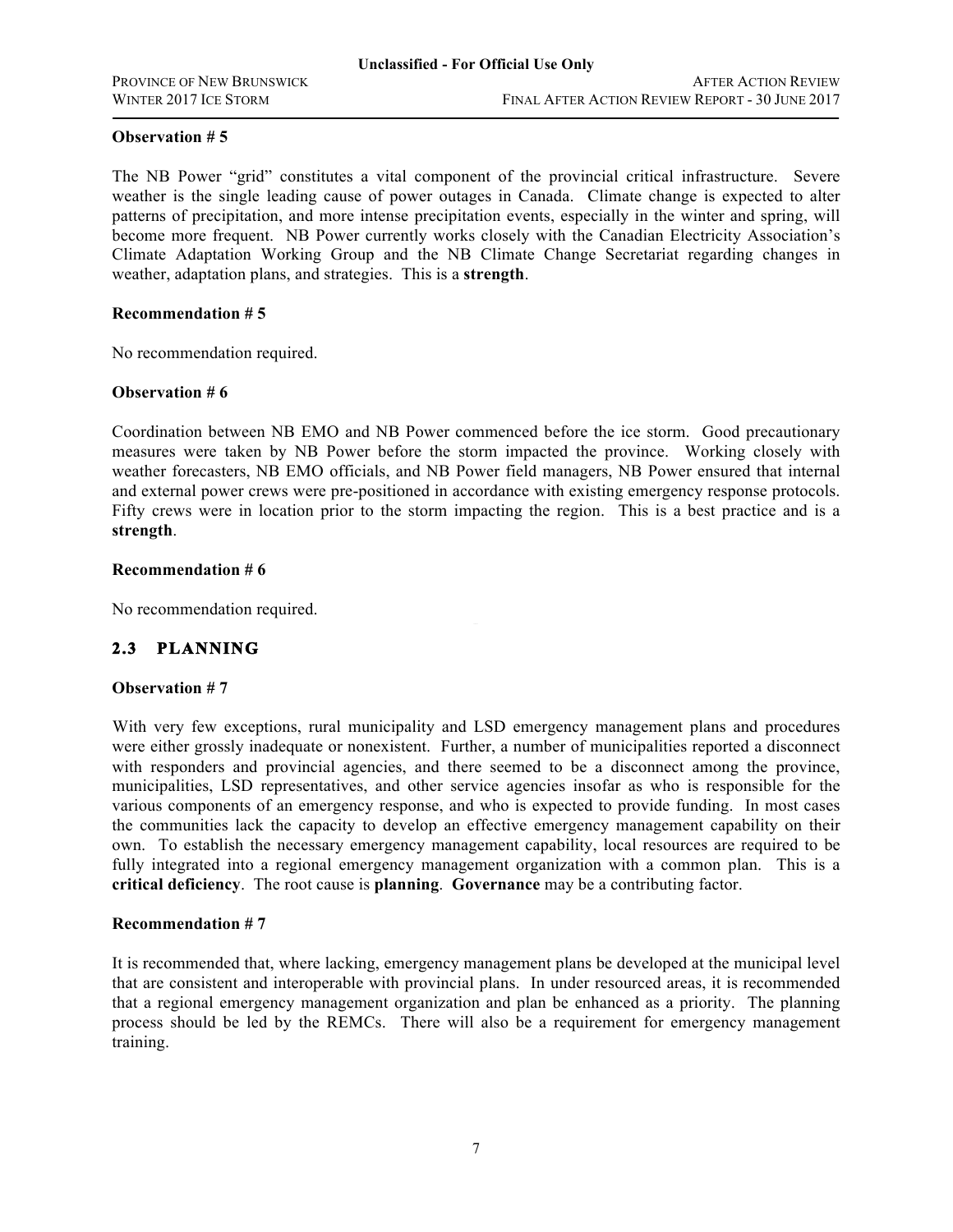**Observation # 5**

The NB Power "grid" constitutes a vital component of the provincial critical infrastructure. Severe weather is the single leading cause of power outages in Canada. Climate change is expected to alter patterns of precipitation, and more intense precipitation events, especially in the winter and spring, will become more frequent. NB Power currently works closely with the Canadian Electricity Association's Climate Adaptation Working Group and the NB Climate Change Secretariat regarding changes in weather, adaptation plans, and strategies. This is a **strength**.

**Recommendation # 5**

No recommendation required.

**Observation # 6**

Coordination between NB EMO and NB Power commenced before the ice storm. Good precautionary measures were taken by NB Power before the storm impacted the province. Working closely with weather forecasters, NB EMO officials, and NB Power field managers, NB Power ensured that internal and external power crews were pre-positioned in accordance with existing emergency response protocols. Fifty crews were in location prior to the storm impacting the region. This is a best practice and is a **strength**.

**Recommendation # 6**

No recommendation required.

## 2.3 PLANNING

**Observation # 7**

With very few exceptions, rural municipality and LSD emergency management plans and procedures were either grossly inadequate or nonexistent. Further, a number of municipalities reported a disconnect with responders and provincial agencies, and there seemed to be a disconnect among the province, municipalities, LSD representatives, and other service agencies insofar as who is responsible for the various components of an emergency response, and who is expected to provide funding. In most cases the communities lack the capacity to develop an effective emergency management capability on their own. To establish the necessary emergency management capability, local resources are required to be fully integrated into a regional emergency management organization with a common plan. This is a **critical deficiency**. The root cause is **planning**. **Governance** may be a contributing factor.

**Recommendation # 7**

It is recommended that, where lacking, emergency management plans be developed at the municipal level that are consistent and interoperable with provincial plans. In under resourced areas, it is recommended that a regional emergency management organization and plan be enhanced as a priority. The planning process should be led by the REMCs. There will also be a requirement for emergency management training.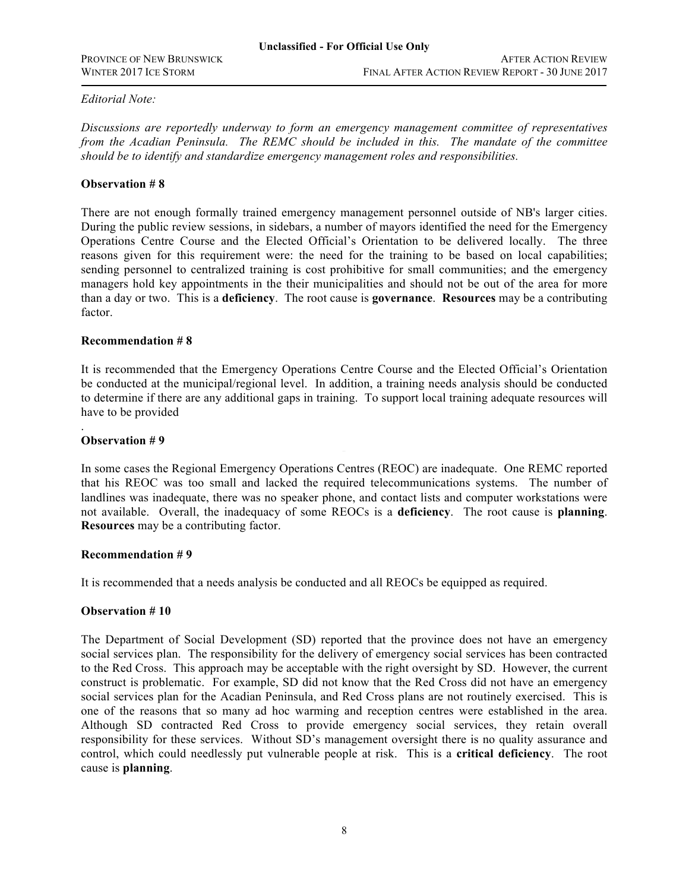*Editorial Note:*

*Discussions are reportedly underway to form an emergency management committee of representatives from the Acadian Peninsula. The REMC should be included in this. The mandate of the committee should be to identify and standardize emergency management roles and responsibilities.*

**Observation # 8**

There are not enough formally trained emergency management personnel outside of NB's larger cities. During the public review sessions, in sidebars, a number of mayors identified the need for the Emergency Operations Centre Course and the Elected Official's Orientation to be delivered locally. The three reasons given for this requirement were: the need for the training to be based on local capabilities; sending personnel to centralized training is cost prohibitive for small communities; and the emergency managers hold key appointments in the their municipalities and should not be out of the area for more than a day or two. This is a **deficiency**. The root cause is **governance**. **Resources** may be a contributing factor.

**Recommendation # 8**

It is recommended that the Emergency Operations Centre Course and the Elected Official's Orientation be conducted at the municipal/regional level. In addition, a training needs analysis should be conducted to determine if there are any additional gaps in training. To support local training adequate resources will have to be provided

.

**Observation # 9**

In some cases the Regional Emergency Operations Centres (REOC) are inadequate. One REMC reported that his REOC was too small and lacked the required telecommunications systems. The number of landlines was inadequate, there was no speaker phone, and contact lists and computer workstations were not available. Overall, the inadequacy of some REOCs is a **deficiency**. The root cause is **planning**. **Resources** may be a contributing factor.

**Recommendation # 9**

It is recommended that a needs analysis be conducted and all REOCs be equipped as required.

**Observation # 10**

The Department of Social Development (SD) reported that the province does not have an emergency social services plan. The responsibility for the delivery of emergency social services has been contracted to the Red Cross. This approach may be acceptable with the right oversight by SD. However, the current construct is problematic. For example, SD did not know that the Red Cross did not have an emergency social services plan for the Acadian Peninsula, and Red Cross plans are not routinely exercised. This is one of the reasons that so many ad hoc warming and reception centres were established in the area. Although SD contracted Red Cross to provide emergency social services, they retain overall responsibility for these services. Without SD's management oversight there is no quality assurance and control, which could needlessly put vulnerable people at risk. This is a **critical deficiency**. The root cause is **planning**.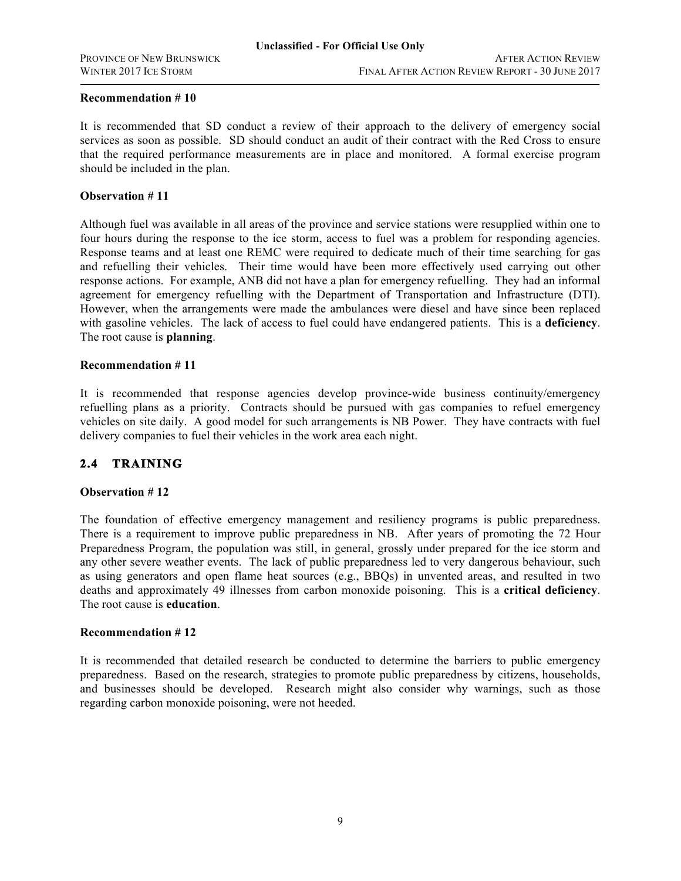**Recommendation # 10**

It is recommended that SD conduct a review of their approach to the delivery of emergency social services as soon as possible. SD should conduct an audit of their contract with the Red Cross to ensure that the required performance measurements are in place and monitored. A formal exercise program should be included in the plan.

**Observation # 11**

Although fuel was available in all areas of the province and service stations were resupplied within one to four hours during the response to the ice storm, access to fuel was a problem for responding agencies. Response teams and at least one REMC were required to dedicate much of their time searching for gas and refuelling their vehicles. Their time would have been more effectively used carrying out other response actions. For example, ANB did not have a plan for emergency refuelling. They had an informal agreement for emergency refuelling with the Department of Transportation and Infrastructure (DTI). However, when the arrangements were made the ambulances were diesel and have since been replaced with gasoline vehicles. The lack of access to fuel could have endangered patients. This is a **deficiency**. The root cause is **planning**.

**Recommendation # 11**

It is recommended that response agencies develop province-wide business continuity/emergency refuelling plans as a priority. Contracts should be pursued with gas companies to refuel emergency vehicles on site daily. A good model for such arrangements is NB Power. They have contracts with fuel delivery companies to fuel their vehicles in the work area each night.

## 2.4 TRAINING

**Observation # 12**

The foundation of effective emergency management and resiliency programs is public preparedness. There is a requirement to improve public preparedness in NB. After years of promoting the 72 Hour Preparedness Program, the population was still, in general, grossly under prepared for the ice storm and any other severe weather events. The lack of public preparedness led to very dangerous behaviour, such as using generators and open flame heat sources (e.g., BBQs) in unvented areas, and resulted in two deaths and approximately 49 illnesses from carbon monoxide poisoning. This is a **critical deficiency**. The root cause is **education**.

**Recommendation # 12**

It is recommended that detailed research be conducted to determine the barriers to public emergency preparedness. Based on the research, strategies to promote public preparedness by citizens, households, and businesses should be developed. Research might also consider why warnings, such as those regarding carbon monoxide poisoning, were not heeded.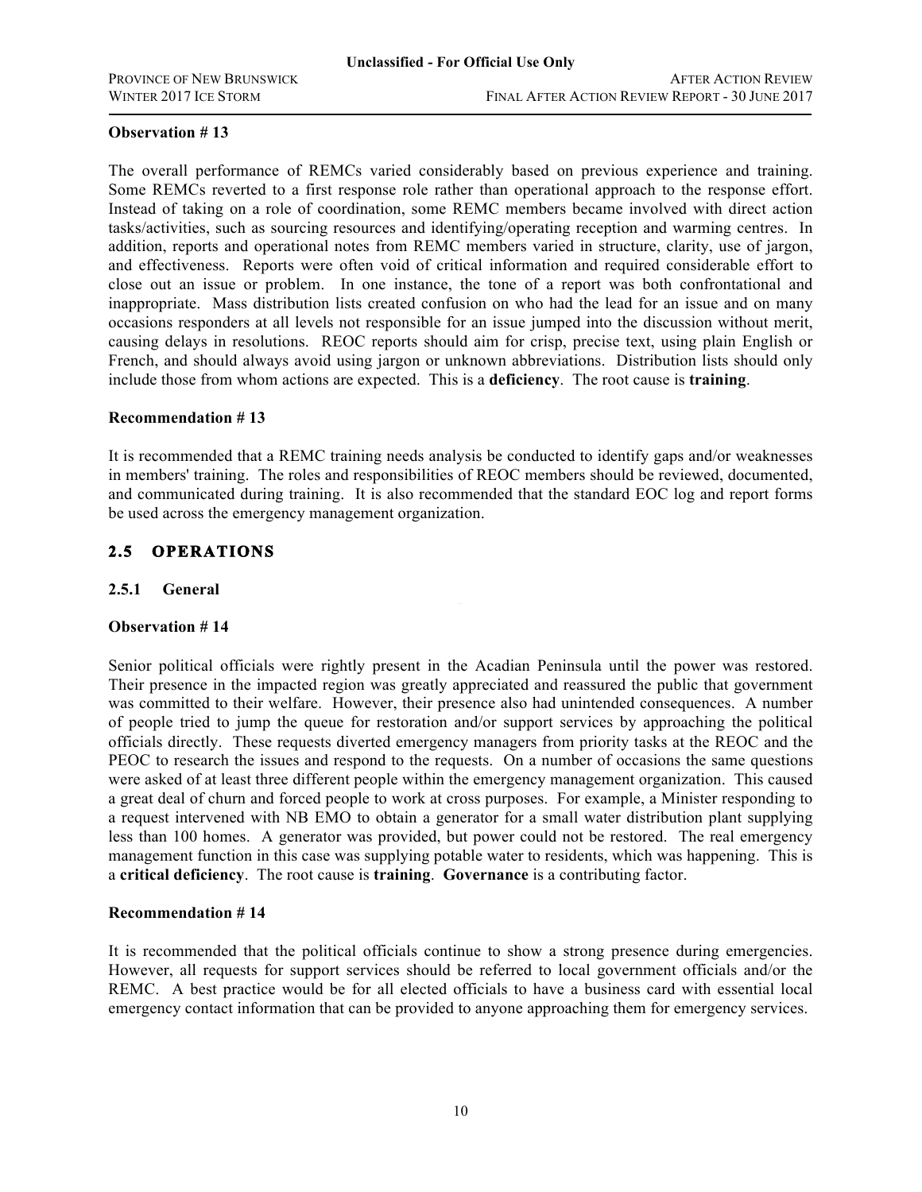**Observation # 13**

The overall performance of REMCs varied considerably based on previous experience and training. Some REMCs reverted to a first response role rather than operational approach to the response effort. Instead of taking on a role of coordination, some REMC members became involved with direct action tasks/activities, such as sourcing resources and identifying/operating reception and warming centres. In addition, reports and operational notes from REMC members varied in structure, clarity, use of jargon, and effectiveness. Reports were often void of critical information and required considerable effort to close out an issue or problem. In one instance, the tone of a report was both confrontational and inappropriate. Mass distribution lists created confusion on who had the lead for an issue and on many occasions responders at all levels not responsible for an issue jumped into the discussion without merit, causing delays in resolutions. REOC reports should aim for crisp, precise text, using plain English or French, and should always avoid using jargon or unknown abbreviations. Distribution lists should only include those from whom actions are expected. This is a **deficiency**. The root cause is **training**.

**Recommendation # 13**

It is recommended that a REMC training needs analysis be conducted to identify gaps and/or weaknesses in members' training. The roles and responsibilities of REOC members should be reviewed, documented, and communicated during training. It is also recommended that the standard EOC log and report forms be used across the emergency management organization.

## 2.5 OPERATIONS

### 2.5.1 General

**Observation # 14**

Senior political officials were rightly present in the Acadian Peninsula until the power was restored. Their presence in the impacted region was greatly appreciated and reassured the public that government was committed to their welfare. However, their presence also had unintended consequences. A number of people tried to jump the queue for restoration and/or support services by approaching the political officials directly. These requests diverted emergency managers from priority tasks at the REOC and the PEOC to research the issues and respond to the requests. On a number of occasions the same questions were asked of at least three different people within the emergency management organization. This caused a great deal of churn and forced people to work at cross purposes. For example, a Minister responding to a request intervened with NB EMO to obtain a generator for a small water distribution plant supplying less than 100 homes. A generator was provided, but power could not be restored. The real emergency management function in this case was supplying potable water to residents, which was happening. This is a **critical deficiency**. The root cause is **training**. **Governance** is a contributing factor.

**Recommendation # 14**

It is recommended that the political officials continue to show a strong presence during emergencies. However, all requests for support services should be referred to local government officials and/or the REMC. A best practice would be for all elected officials to have a business card with essential local emergency contact information that can be provided to anyone approaching them for emergency services.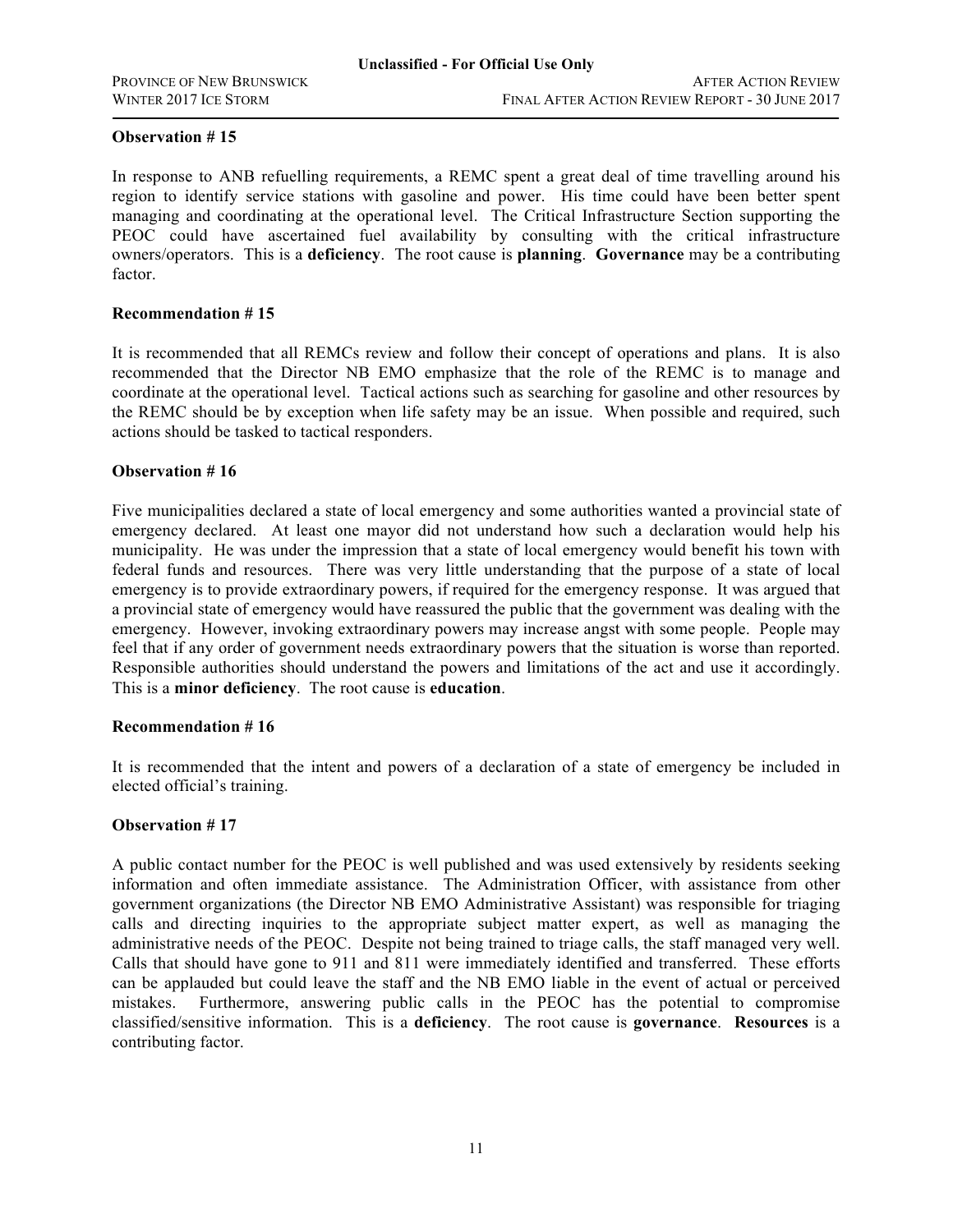**Observation # 15**

In response to ANB refuelling requirements, a REMC spent a great deal of time travelling around his region to identify service stations with gasoline and power. His time could have been better spent managing and coordinating at the operational level. The Critical Infrastructure Section supporting the PEOC could have ascertained fuel availability by consulting with the critical infrastructure owners/operators. This is a **deficiency**. The root cause is **planning**. **Governance** may be a contributing factor.

**Recommendation # 15**

It is recommended that all REMCs review and follow their concept of operations and plans. It is also recommended that the Director NB EMO emphasize that the role of the REMC is to manage and coordinate at the operational level. Tactical actions such as searching for gasoline and other resources by the REMC should be by exception when life safety may be an issue. When possible and required, such actions should be tasked to tactical responders.

**Observation # 16**

Five municipalities declared a state of local emergency and some authorities wanted a provincial state of emergency declared. At least one mayor did not understand how such a declaration would help his municipality. He was under the impression that a state of local emergency would benefit his town with federal funds and resources. There was very little understanding that the purpose of a state of local emergency is to provide extraordinary powers, if required for the emergency response. It was argued that a provincial state of emergency would have reassured the public that the government was dealing with the emergency. However, invoking extraordinary powers may increase angst with some people. People may feel that if any order of government needs extraordinary powers that the situation is worse than reported. Responsible authorities should understand the powers and limitations of the act and use it accordingly. This is a **minor deficiency**. The root cause is **education**.

**Recommendation # 16**

It is recommended that the intent and powers of a declaration of a state of emergency be included in elected official's training.

**Observation # 17**

A public contact number for the PEOC is well published and was used extensively by residents seeking information and often immediate assistance. The Administration Officer, with assistance from other government organizations (the Director NB EMO Administrative Assistant) was responsible for triaging calls and directing inquiries to the appropriate subject matter expert, as well as managing the administrative needs of the PEOC. Despite not being trained to triage calls, the staff managed very well. Calls that should have gone to 911 and 811 were immediately identified and transferred. These efforts can be applauded but could leave the staff and the NB EMO liable in the event of actual or perceived mistakes. Furthermore, answering public calls in the PEOC has the potential to compromise classified/sensitive information. This is a **deficiency**. The root cause is **governance**. **Resources** is a contributing factor.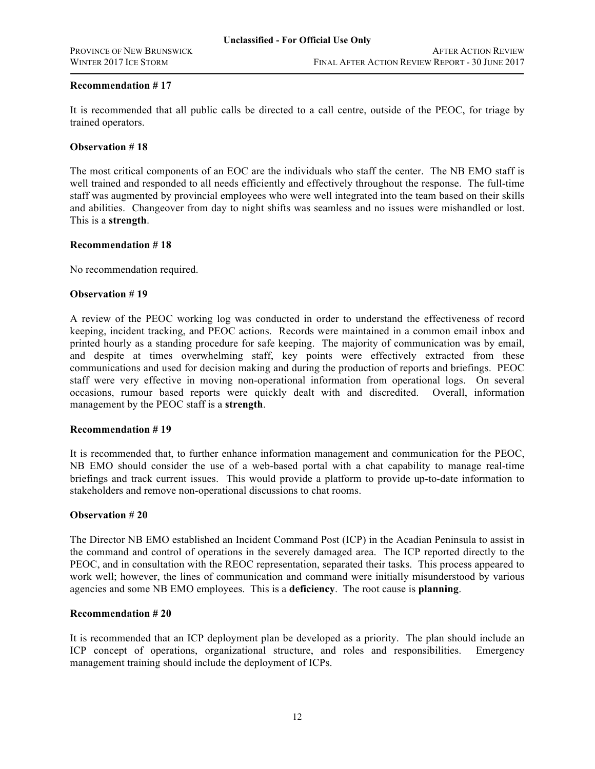**Recommendation # 17**

It is recommended that all public calls be directed to a call centre, outside of the PEOC, for triage by trained operators.

**Observation # 18**

The most critical components of an EOC are the individuals who staff the center. The NB EMO staff is well trained and responded to all needs efficiently and effectively throughout the response. The full-time staff was augmented by provincial employees who were well integrated into the team based on their skills and abilities. Changeover from day to night shifts was seamless and no issues were mishandled or lost. This is a **strength**.

**Recommendation # 18**

No recommendation required.

**Observation # 19**

A review of the PEOC working log was conducted in order to understand the effectiveness of record keeping, incident tracking, and PEOC actions. Records were maintained in a common email inbox and printed hourly as a standing procedure for safe keeping. The majority of communication was by email, and despite at times overwhelming staff, key points were effectively extracted from these communications and used for decision making and during the production of reports and briefings. PEOC staff were very effective in moving non-operational information from operational logs. On several occasions, rumour based reports were quickly dealt with and discredited. Overall, information management by the PEOC staff is a **strength**.

**Recommendation # 19**

It is recommended that, to further enhance information management and communication for the PEOC, NB EMO should consider the use of a web-based portal with a chat capability to manage real-time briefings and track current issues. This would provide a platform to provide up-to-date information to stakeholders and remove non-operational discussions to chat rooms.

**Observation # 20**

The Director NB EMO established an Incident Command Post (ICP) in the Acadian Peninsula to assist in the command and control of operations in the severely damaged area. The ICP reported directly to the PEOC, and in consultation with the REOC representation, separated their tasks. This process appeared to work well; however, the lines of communication and command were initially misunderstood by various agencies and some NB EMO employees. This is a **deficiency**. The root cause is **planning**.

**Recommendation # 20**

It is recommended that an ICP deployment plan be developed as a priority. The plan should include an ICP concept of operations, organizational structure, and roles and responsibilities. Emergency management training should include the deployment of ICPs.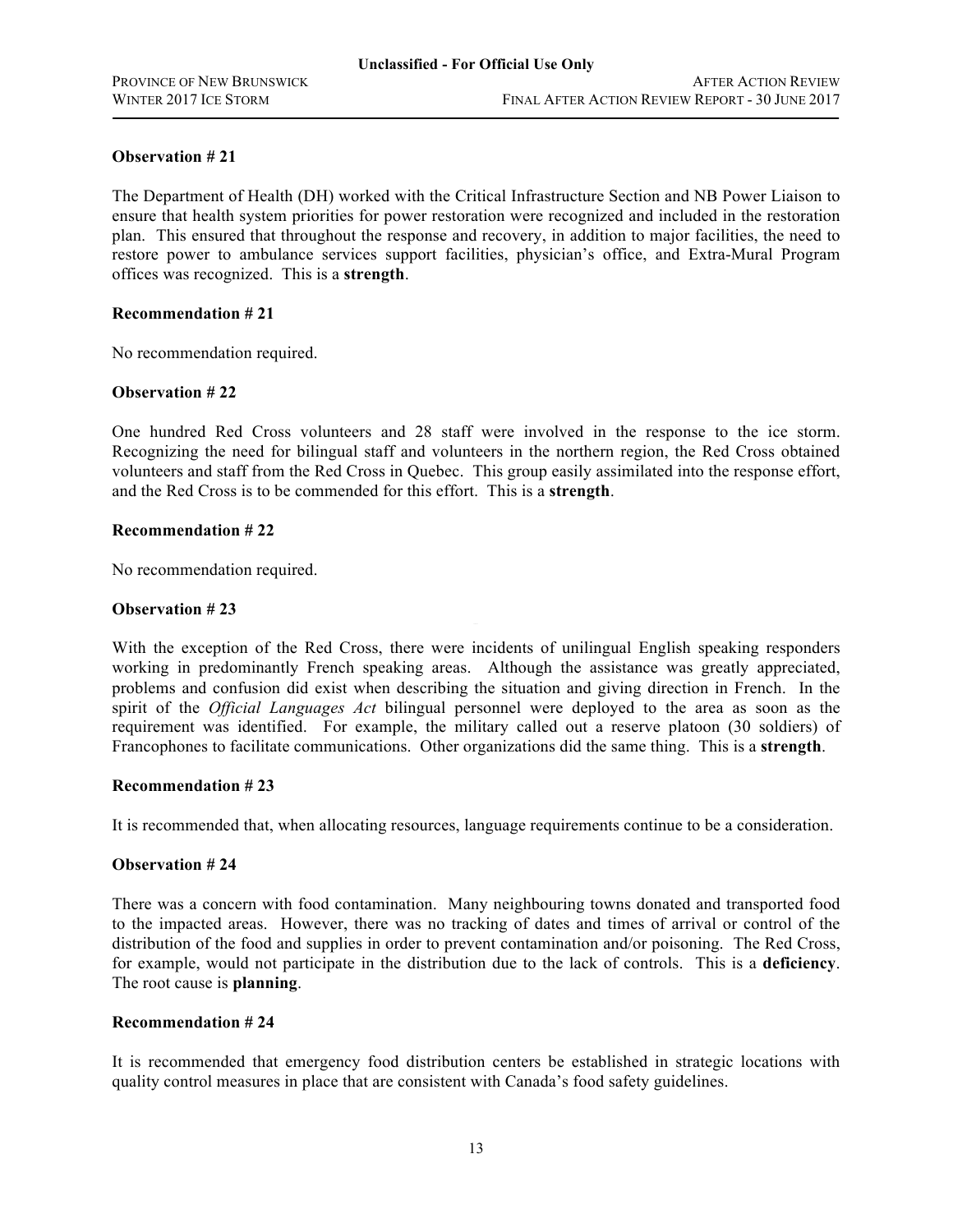**Observation # 21**

The Department of Health (DH) worked with the Critical Infrastructure Section and NB Power Liaison to ensure that health system priorities for power restoration were recognized and included in the restoration plan. This ensured that throughout the response and recovery, in addition to major facilities, the need to restore power to ambulance services support facilities, physician's office, and Extra-Mural Program offices was recognized. This is a **strength**.

**Recommendation # 21**

No recommendation required.

**Observation # 22**

One hundred Red Cross volunteers and 28 staff were involved in the response to the ice storm. Recognizing the need for bilingual staff and volunteers in the northern region, the Red Cross obtained volunteers and staff from the Red Cross in Quebec. This group easily assimilated into the response effort, and the Red Cross is to be commended for this effort. This is a **strength**.

**Recommendation # 22**

No recommendation required.

**Observation # 23**

With the exception of the Red Cross, there were incidents of unilingual English speaking responders working in predominantly French speaking areas. Although the assistance was greatly appreciated, problems and confusion did exist when describing the situation and giving direction in French. In the spirit of the *Official Languages Act* bilingual personnel were deployed to the area as soon as the requirement was identified. For example, the military called out a reserve platoon (30 soldiers) of Francophones to facilitate communications. Other organizations did the same thing. This is a **strength**.

**Recommendation # 23**

It is recommended that, when allocating resources, language requirements continue to be a consideration.

**Observation # 24**

There was a concern with food contamination. Many neighbouring towns donated and transported food to the impacted areas. However, there was no tracking of dates and times of arrival or control of the distribution of the food and supplies in order to prevent contamination and/or poisoning. The Red Cross, for example, would not participate in the distribution due to the lack of controls. This is a **deficiency**. The root cause is **planning**.

**Recommendation # 24**

It is recommended that emergency food distribution centers be established in strategic locations with quality control measures in place that are consistent with Canada's food safety guidelines.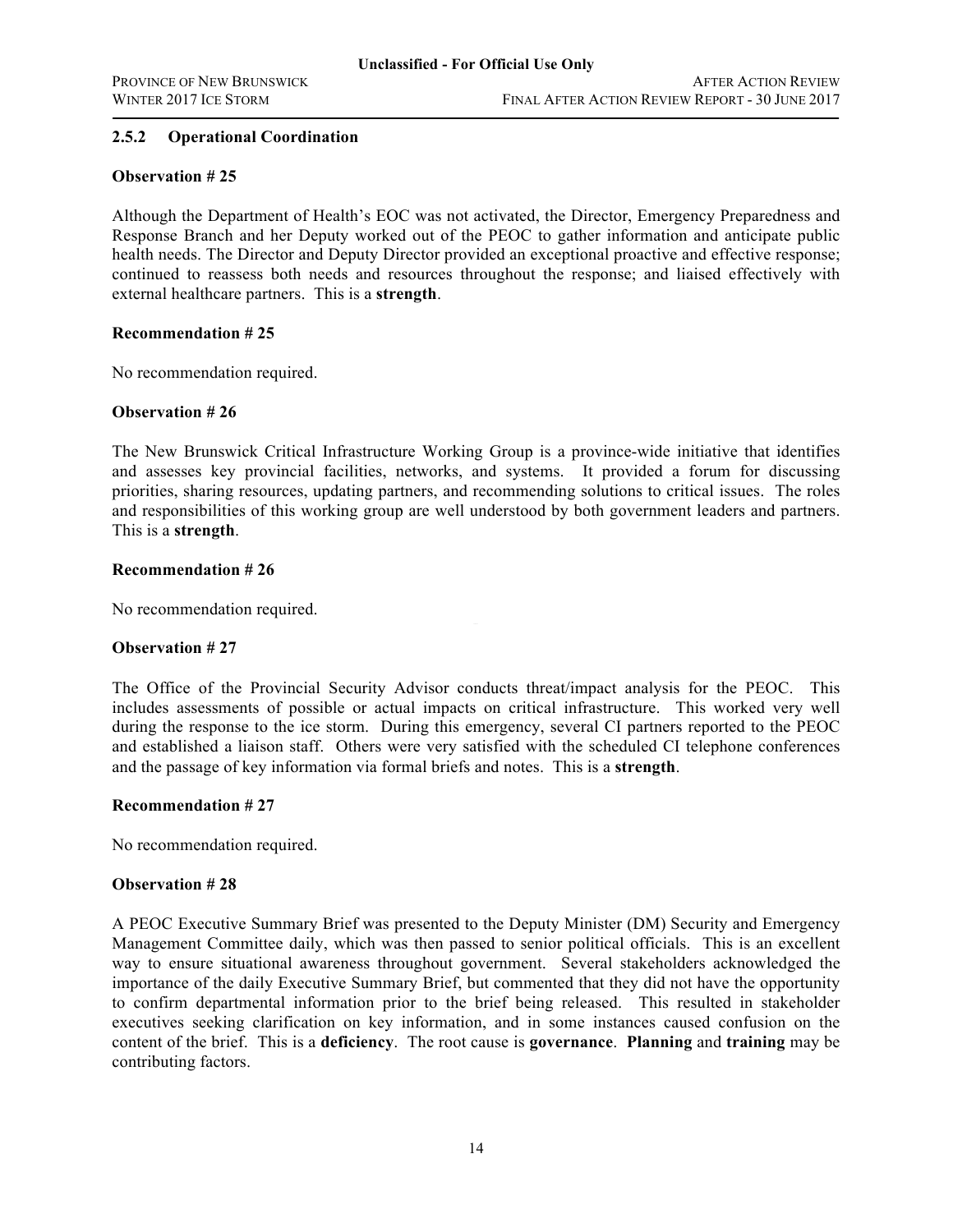### 2.5.2 Operational Coordination

**Observation # 25**

Although the Department of Health's EOC was not activated, the Director, Emergency Preparedness and Response Branch and her Deputy worked out of the PEOC to gather information and anticipate public health needs. The Director and Deputy Director provided an exceptional proactive and effective response; continued to reassess both needs and resources throughout the response; and liaised effectively with external healthcare partners. This is a **strength**.

**Recommendation # 25**

No recommendation required.

**Observation # 26**

The New Brunswick Critical Infrastructure Working Group is a province-wide initiative that identifies and assesses key provincial facilities, networks, and systems. It provided a forum for discussing priorities, sharing resources, updating partners, and recommending solutions to critical issues. The roles and responsibilities of this working group are well understood by both government leaders and partners. This is a **strength**.

**Recommendation # 26**

No recommendation required.

**Observation # 27**

The Office of the Provincial Security Advisor conducts threat/impact analysis for the PEOC. This includes assessments of possible or actual impacts on critical infrastructure. This worked very well during the response to the ice storm. During this emergency, several CI partners reported to the PEOC and established a liaison staff. Others were very satisfied with the scheduled CI telephone conferences and the passage of key information via formal briefs and notes. This is a **strength**.

**Recommendation # 27**

No recommendation required.

**Observation # 28**

A PEOC Executive Summary Brief was presented to the Deputy Minister (DM) Security and Emergency Management Committee daily, which was then passed to senior political officials. This is an excellent way to ensure situational awareness throughout government. Several stakeholders acknowledged the importance of the daily Executive Summary Brief, but commented that they did not have the opportunity to confirm departmental information prior to the brief being released. This resulted in stakeholder executives seeking clarification on key information, and in some instances caused confusion on the content of the brief. This is a **deficiency**. The root cause is **governance**. **Planning** and **training** may be contributing factors.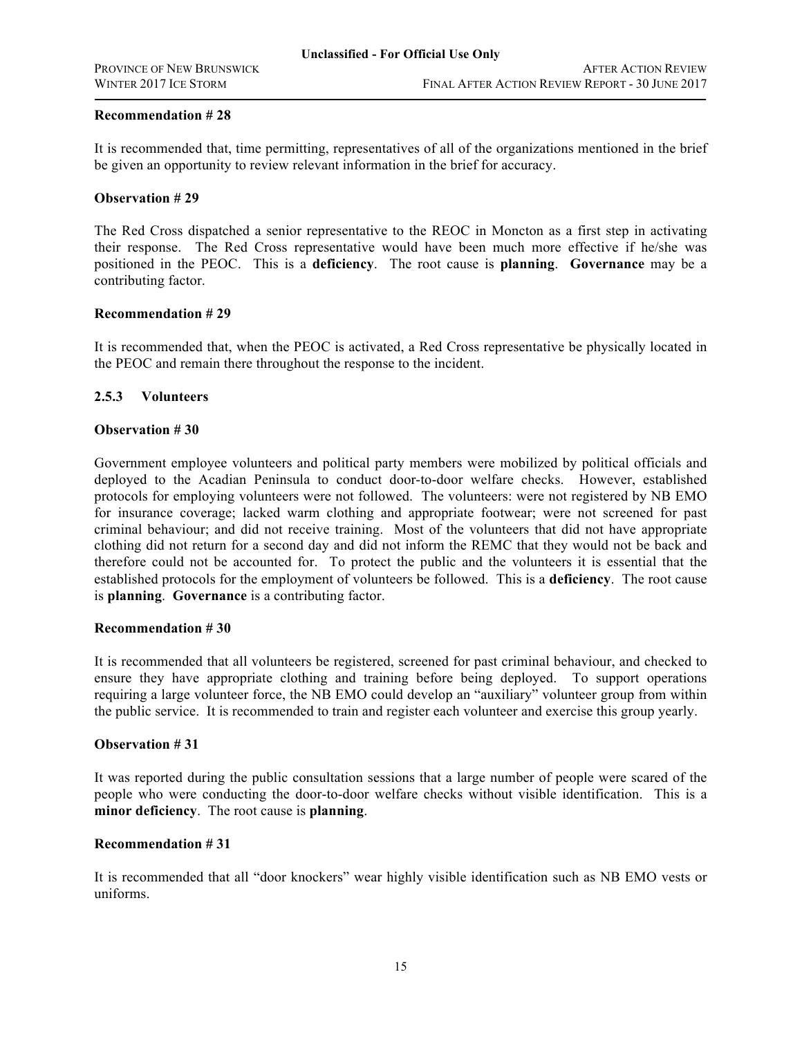**Recommendation # 28**

It is recommended that, time permitting, representatives of all of the organizations mentioned in the brief be given an opportunity to review relevant information in the brief for accuracy.

**Observation # 29**

The Red Cross dispatched a senior representative to the REOC in Moncton as a first step in activating their response. The Red Cross representative would have been much more effective if he/she was positioned in the PEOC. This is a **deficiency**. The root cause is **planning**. **Governance** may be a contributing factor.

**Recommendation # 29**

It is recommended that, when the PEOC is activated, a Red Cross representative be physically located in the PEOC and remain there throughout the response to the incident.

### 2.5.3 Volunteers

**Observation # 30**

Government employee volunteers and political party members were mobilized by political officials and deployed to the Acadian Peninsula to conduct door-to-door welfare checks. However, established protocols for employing volunteers were not followed. The volunteers: were not registered by NB EMO for insurance coverage; lacked warm clothing and appropriate footwear; were not screened for past criminal behaviour; and did not receive training. Most of the volunteers that did not have appropriate clothing did not return for a second day and did not inform the REMC that they would not be back and therefore could not be accounted for. To protect the public and the volunteers it is essential that the established protocols for the employment of volunteers be followed. This is a **deficiency**. The root cause is **planning**. **Governance** is a contributing factor.

**Recommendation # 30**

It is recommended that all volunteers be registered, screened for past criminal behaviour, and checked to ensure they have appropriate clothing and training before being deployed. To support operations requiring a large volunteer force, the NB EMO could develop an "auxiliary" volunteer group from within the public service. It is recommended to train and register each volunteer and exercise this group yearly.

**Observation # 31**

It was reported during the public consultation sessions that a large number of people were scared of the people who were conducting the door-to-door welfare checks without visible identification. This is a **minor deficiency**. The root cause is **planning**.

**Recommendation # 31**

It is recommended that all "door knockers" wear highly visible identification such as NB EMO vests or uniforms.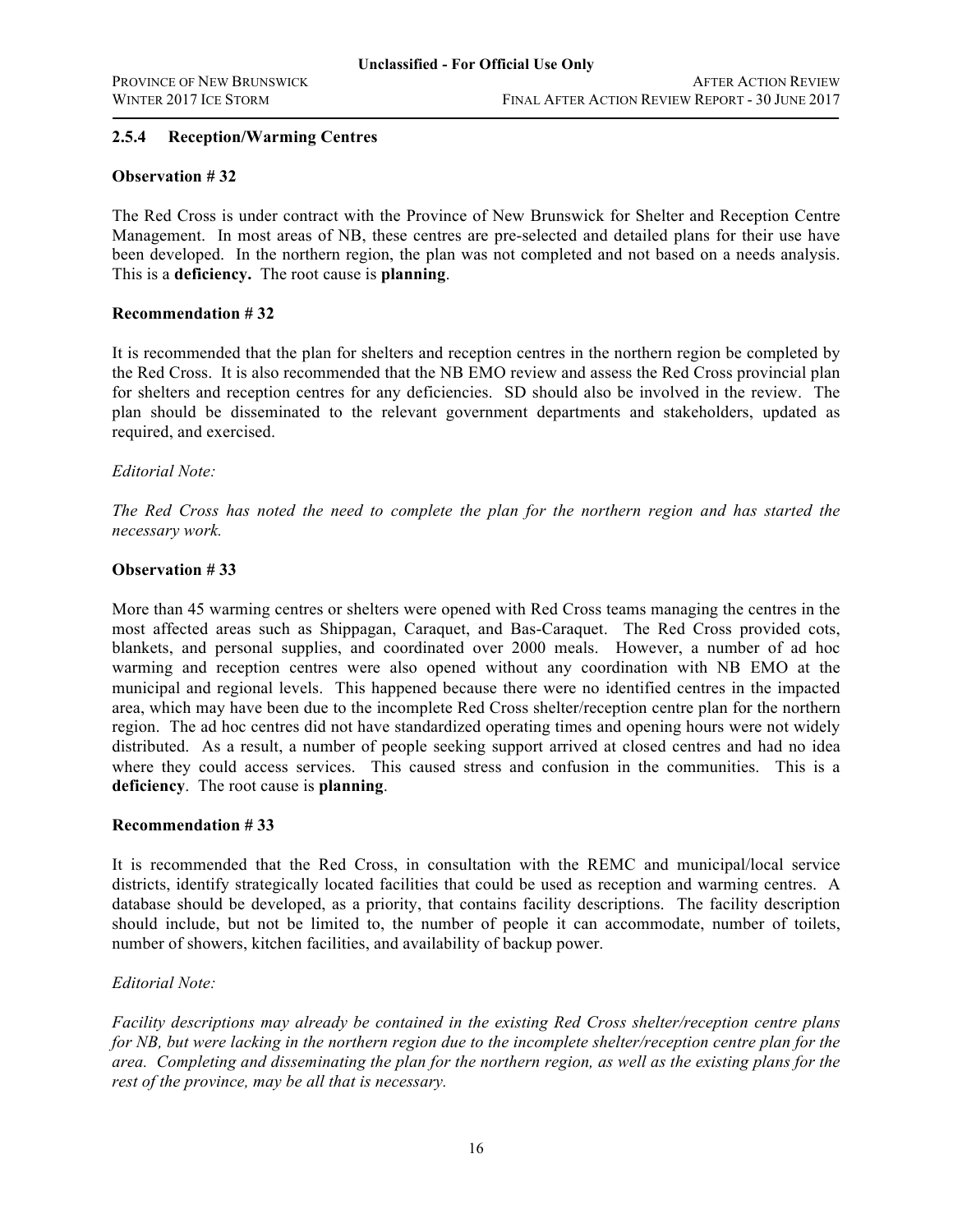### 2.5.4 Reception/Warming Centres

**Observation # 32**

The Red Cross is under contract with the Province of New Brunswick for Shelter and Reception Centre Management. In most areas of NB, these centres are pre-selected and detailed plans for their use have been developed. In the northern region, the plan was not completed and not based on a needs analysis. This is a **deficiency.** The root cause is **planning**.

**Recommendation # 32**

It is recommended that the plan for shelters and reception centres in the northern region be completed by the Red Cross. It is also recommended that the NB EMO review and assess the Red Cross provincial plan for shelters and reception centres for any deficiencies. SD should also be involved in the review. The plan should be disseminated to the relevant government departments and stakeholders, updated as required, and exercised.

*Editorial Note:*

*The Red Cross has noted the need to complete the plan for the northern region and has started the necessary work.*

**Observation # 33**

More than 45 warming centres or shelters were opened with Red Cross teams managing the centres in the most affected areas such as Shippagan, Caraquet, and Bas-Caraquet. The Red Cross provided cots, blankets, and personal supplies, and coordinated over 2000 meals. However, a number of ad hoc warming and reception centres were also opened without any coordination with NB EMO at the municipal and regional levels. This happened because there were no identified centres in the impacted area, which may have been due to the incomplete Red Cross shelter/reception centre plan for the northern region. The ad hoc centres did not have standardized operating times and opening hours were not widely distributed. As a result, a number of people seeking support arrived at closed centres and had no idea where they could access services. This caused stress and confusion in the communities. This is a **deficiency**. The root cause is **planning**.

**Recommendation # 33**

It is recommended that the Red Cross, in consultation with the REMC and municipal/local service districts, identify strategically located facilities that could be used as reception and warming centres. A database should be developed, as a priority, that contains facility descriptions. The facility description should include, but not be limited to, the number of people it can accommodate, number of toilets, number of showers, kitchen facilities, and availability of backup power.

*Editorial Note:*

*Facility descriptions may already be contained in the existing Red Cross shelter/reception centre plans for NB, but were lacking in the northern region due to the incomplete shelter/reception centre plan for the area. Completing and disseminating the plan for the northern region, as well as the existing plans for the rest of the province, may be all that is necessary.*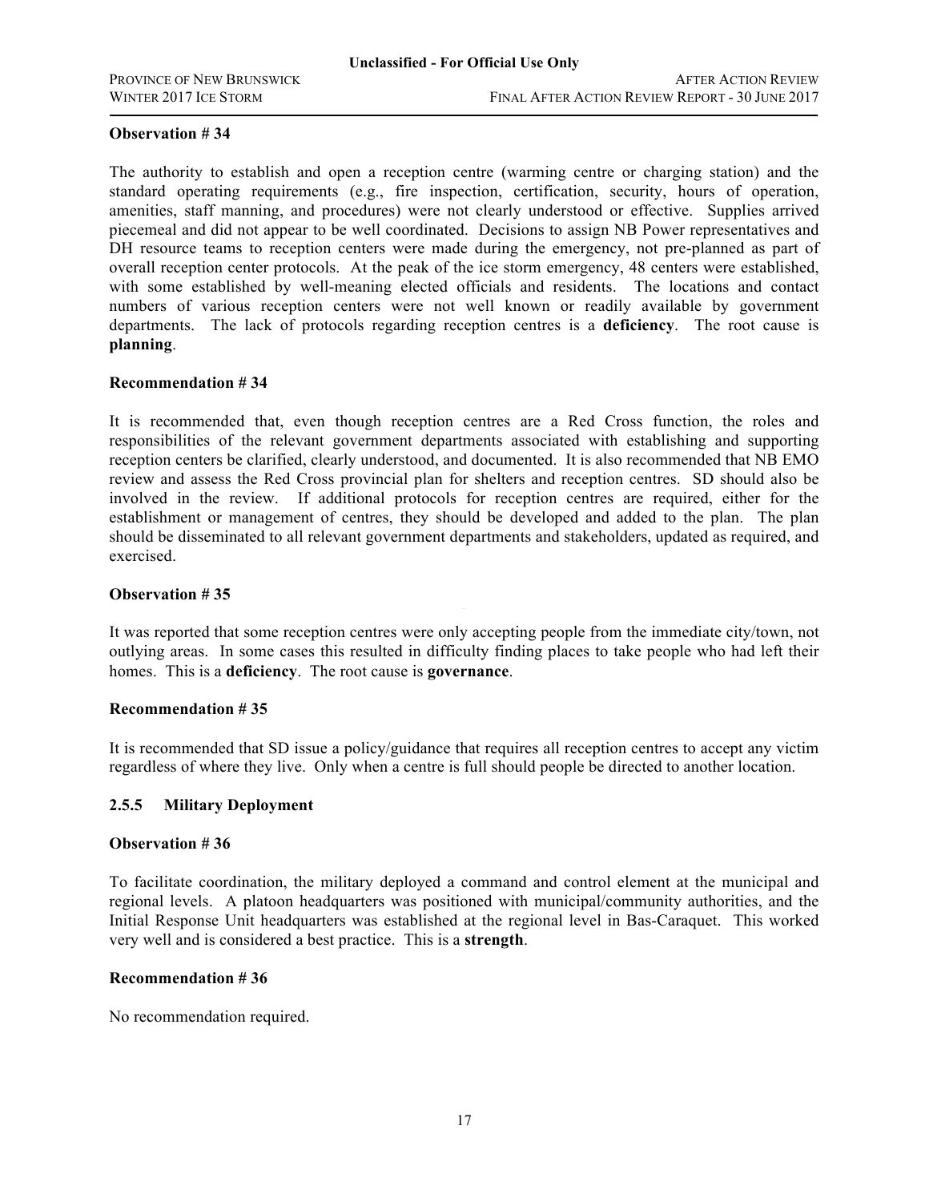**Observation # 34**

The authority to establish and open a reception centre (warming centre or charging station) and the standard operating requirements (e.g., fire inspection, certification, security, hours of operation, amenities, staff manning, and procedures) were not clearly understood or effective. Supplies arrived piecemeal and did not appear to be well coordinated. Decisions to assign NB Power representatives and DH resource teams to reception centers were made during the emergency, not pre-planned as part of overall reception center protocols. At the peak of the ice storm emergency, 48 centers were established, with some established by well-meaning elected officials and residents. The locations and contact numbers of various reception centers were not well known or readily available by government departments. The lack of protocols regarding reception centres is a **deficiency**. The root cause is **planning**.

**Recommendation # 34**

It is recommended that, even though reception centres are a Red Cross function, the roles and responsibilities of the relevant government departments associated with establishing and supporting reception centers be clarified, clearly understood, and documented. It is also recommended that NB EMO review and assess the Red Cross provincial plan for shelters and reception centres. SD should also be involved in the review. If additional protocols for reception centres are required, either for the establishment or management of centres, they should be developed and added to the plan. The plan should be disseminated to all relevant government departments and stakeholders, updated as required, and exercised.

**Observation # 35**

It was reported that some reception centres were only accepting people from the immediate city/town, not outlying areas. In some cases this resulted in difficulty finding places to take people who had left their homes. This is a **deficiency**. The root cause is **governance**.

**Recommendation # 35**

It is recommended that SD issue a policy/guidance that requires all reception centres to accept any victim regardless of where they live. Only when a centre is full should people be directed to another location.

### 2.5.5 Military Deployment

**Observation # 36**

To facilitate coordination, the military deployed a command and control element at the municipal and regional levels. A platoon headquarters was positioned with municipal/community authorities, and the Initial Response Unit headquarters was established at the regional level in Bas-Caraquet. This worked very well and is considered a best practice. This is a **strength**.

**Recommendation # 36**

No recommendation required.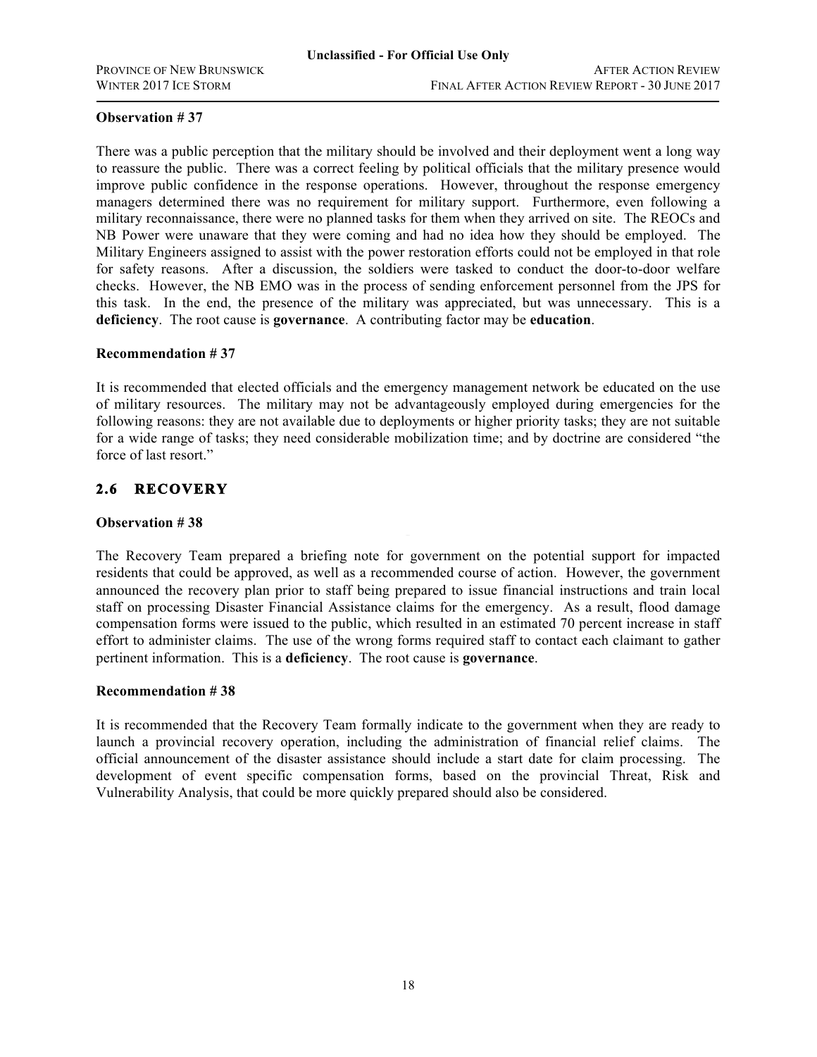**Observation # 37**

There was a public perception that the military should be involved and their deployment went a long way to reassure the public. There was a correct feeling by political officials that the military presence would improve public confidence in the response operations. However, throughout the response emergency managers determined there was no requirement for military support. Furthermore, even following a military reconnaissance, there were no planned tasks for them when they arrived on site. The REOCs and NB Power were unaware that they were coming and had no idea how they should be employed. The Military Engineers assigned to assist with the power restoration efforts could not be employed in that role for safety reasons. After a discussion, the soldiers were tasked to conduct the door-to-door welfare checks. However, the NB EMO was in the process of sending enforcement personnel from the JPS for this task. In the end, the presence of the military was appreciated, but was unnecessary. This is a **deficiency**. The root cause is **governance**. A contributing factor may be **education**.

**Recommendation # 37**

It is recommended that elected officials and the emergency management network be educated on the use of military resources. The military may not be advantageously employed during emergencies for the following reasons: they are not available due to deployments or higher priority tasks; they are not suitable for a wide range of tasks; they need considerable mobilization time; and by doctrine are considered "the force of last resort."

## 2.6 RECOVERY

**Observation # 38**

The Recovery Team prepared a briefing note for government on the potential support for impacted residents that could be approved, as well as a recommended course of action. However, the government announced the recovery plan prior to staff being prepared to issue financial instructions and train local staff on processing Disaster Financial Assistance claims for the emergency. As a result, flood damage compensation forms were issued to the public, which resulted in an estimated 70 percent increase in staff effort to administer claims. The use of the wrong forms required staff to contact each claimant to gather pertinent information. This is a **deficiency**. The root cause is **governance**.

**Recommendation # 38**

It is recommended that the Recovery Team formally indicate to the government when they are ready to launch a provincial recovery operation, including the administration of financial relief claims. The official announcement of the disaster assistance should include a start date for claim processing. The development of event specific compensation forms, based on the provincial Threat, Risk and Vulnerability Analysis, that could be more quickly prepared should also be considered.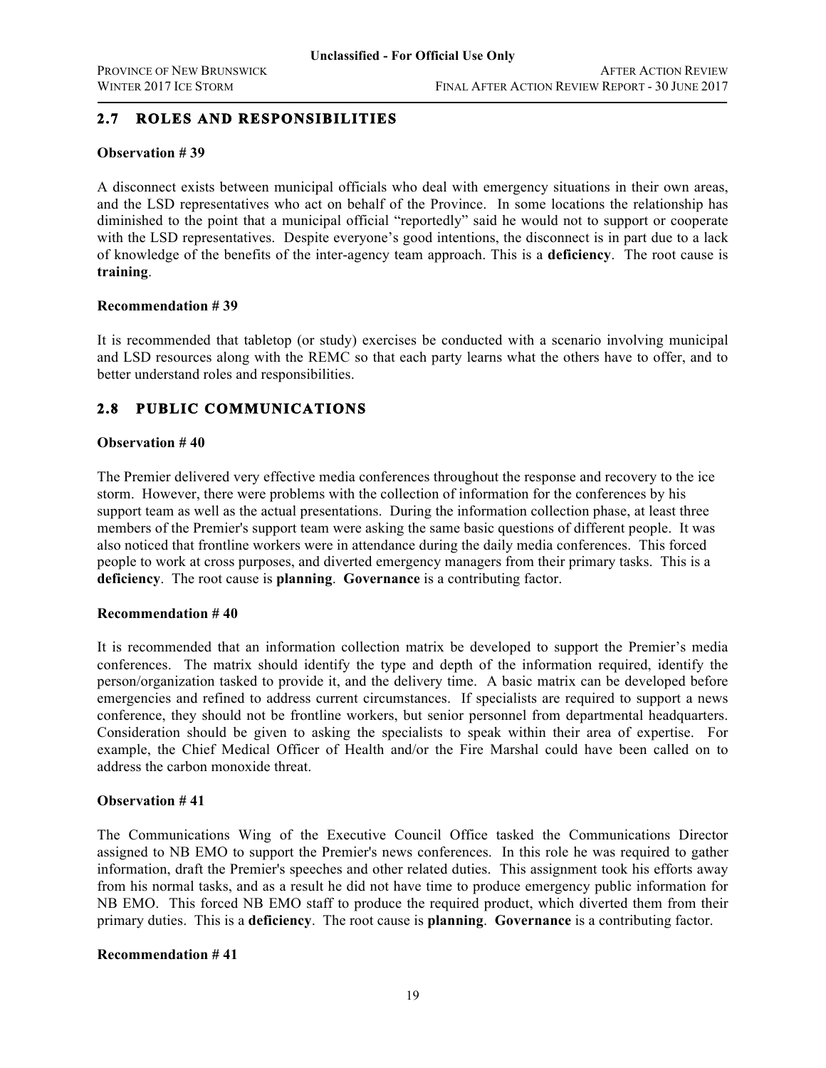## 2.7 ROLES AND RESPONSIBILITIES

**Observation # 39**

A disconnect exists between municipal officials who deal with emergency situations in their own areas, and the LSD representatives who act on behalf of the Province. In some locations the relationship has diminished to the point that a municipal official "reportedly" said he would not to support or cooperate with the LSD representatives. Despite everyone's good intentions, the disconnect is in part due to a lack of knowledge of the benefits of the inter-agency team approach. This is a **deficiency**. The root cause is **training**.

**Recommendation # 39**

It is recommended that tabletop (or study) exercises be conducted with a scenario involving municipal and LSD resources along with the REMC so that each party learns what the others have to offer, and to better understand roles and responsibilities.

## 2.8 PUBLIC COMMUNICATIONS

**Observation # 40**

The Premier delivered very effective media conferences throughout the response and recovery to the ice storm. However, there were problems with the collection of information for the conferences by his support team as well as the actual presentations. During the information collection phase, at least three members of the Premier's support team were asking the same basic questions of different people. It was also noticed that frontline workers were in attendance during the daily media conferences. This forced people to work at cross purposes, and diverted emergency managers from their primary tasks. This is a **deficiency**. The root cause is **planning**. **Governance** is a contributing factor.

**Recommendation # 40**

It is recommended that an information collection matrix be developed to support the Premier's media conferences. The matrix should identify the type and depth of the information required, identify the person/organization tasked to provide it, and the delivery time. A basic matrix can be developed before emergencies and refined to address current circumstances. If specialists are required to support a news conference, they should not be frontline workers, but senior personnel from departmental headquarters. Consideration should be given to asking the specialists to speak within their area of expertise. For example, the Chief Medical Officer of Health and/or the Fire Marshal could have been called on to address the carbon monoxide threat.

**Observation # 41**

The Communications Wing of the Executive Council Office tasked the Communications Director assigned to NB EMO to support the Premier's news conferences. In this role he was required to gather information, draft the Premier's speeches and other related duties. This assignment took his efforts away from his normal tasks, and as a result he did not have time to produce emergency public information for NB EMO. This forced NB EMO staff to produce the required product, which diverted them from their primary duties. This is a **deficiency**. The root cause is **planning**. **Governance** is a contributing factor.

**Recommendation # 41**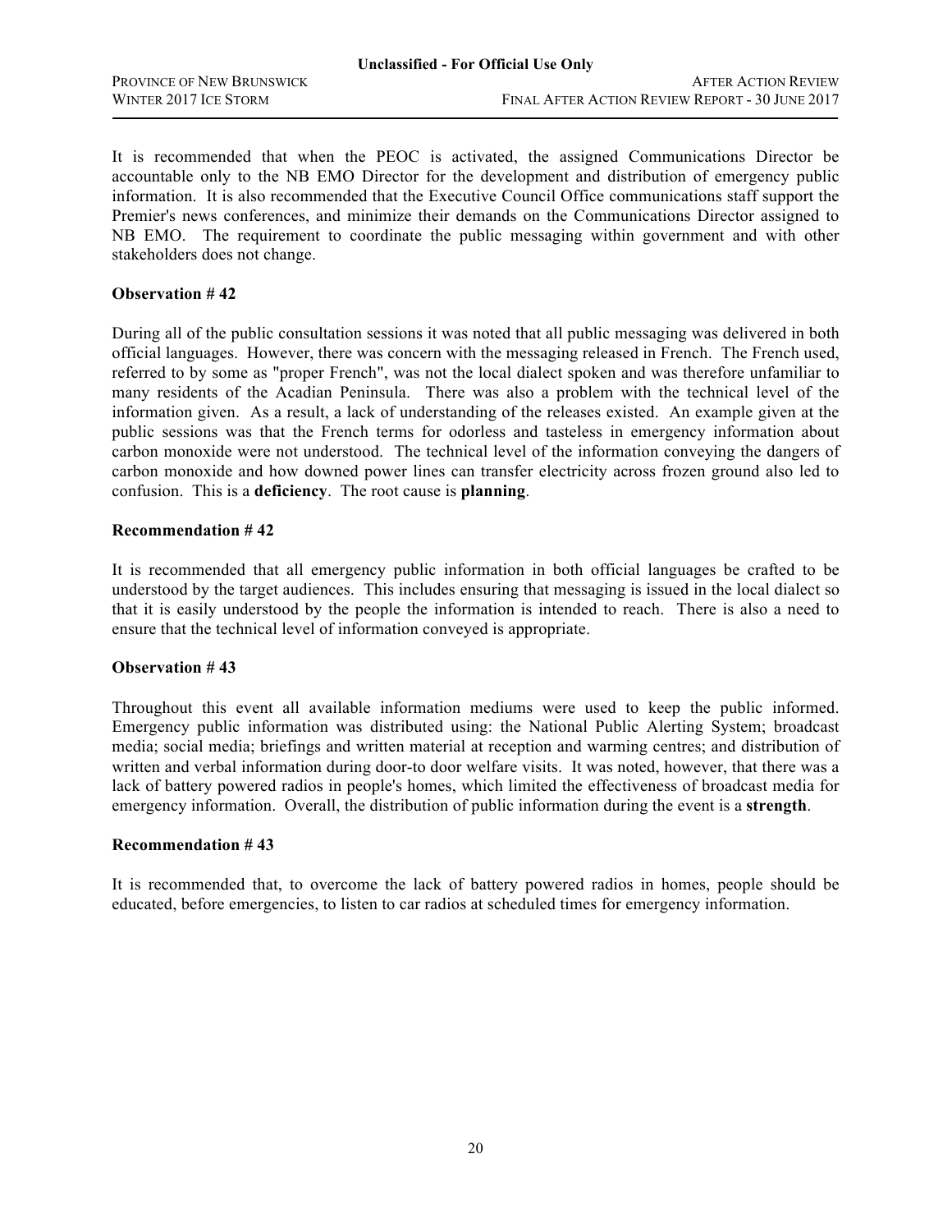It is recommended that when the PEOC is activated, the assigned Communications Director be accountable only to the NB EMO Director for the development and distribution of emergency public information. It is also recommended that the Executive Council Office communications staff support the Premier's news conferences, and minimize their demands on the Communications Director assigned to NB EMO. The requirement to coordinate the public messaging within government and with other stakeholders does not change.

**Observation # 42**

During all of the public consultation sessions it was noted that all public messaging was delivered in both official languages. However, there was concern with the messaging released in French. The French used, referred to by some as "proper French", was not the local dialect spoken and was therefore unfamiliar to many residents of the Acadian Peninsula. There was also a problem with the technical level of the information given. As a result, a lack of understanding of the releases existed. An example given at the public sessions was that the French terms for odorless and tasteless in emergency information about carbon monoxide were not understood. The technical level of the information conveying the dangers of carbon monoxide and how downed power lines can transfer electricity across frozen ground also led to confusion. This is a **deficiency**. The root cause is **planning**.

**Recommendation # 42**

It is recommended that all emergency public information in both official languages be crafted to be understood by the target audiences. This includes ensuring that messaging is issued in the local dialect so that it is easily understood by the people the information is intended to reach. There is also a need to ensure that the technical level of information conveyed is appropriate.

**Observation # 43**

Throughout this event all available information mediums were used to keep the public informed. Emergency public information was distributed using: the National Public Alerting System; broadcast media; social media; briefings and written material at reception and warming centres; and distribution of written and verbal information during door-to door welfare visits. It was noted, however, that there was a lack of battery powered radios in people's homes, which limited the effectiveness of broadcast media for emergency information. Overall, the distribution of public information during the event is a **strength**.

**Recommendation # 43**

It is recommended that, to overcome the lack of battery powered radios in homes, people should be educated, before emergencies, to listen to car radios at scheduled times for emergency information.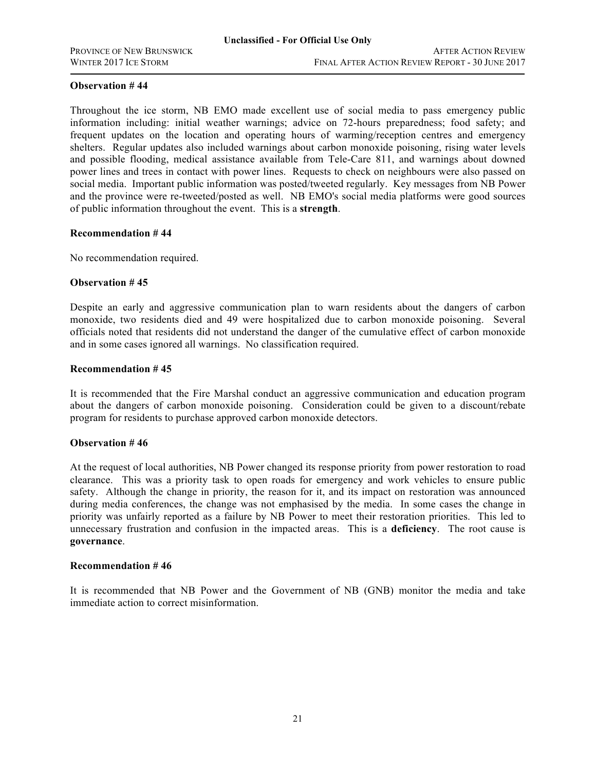**Observation # 44**

Throughout the ice storm, NB EMO made excellent use of social media to pass emergency public information including: initial weather warnings; advice on 72-hours preparedness; food safety; and frequent updates on the location and operating hours of warming/reception centres and emergency shelters. Regular updates also included warnings about carbon monoxide poisoning, rising water levels and possible flooding, medical assistance available from Tele-Care 811, and warnings about downed power lines and trees in contact with power lines. Requests to check on neighbours were also passed on social media. Important public information was posted/tweeted regularly. Key messages from NB Power and the province were re-tweeted/posted as well. NB EMO's social media platforms were good sources of public information throughout the event. This is a **strength**.

**Recommendation # 44**

No recommendation required.

**Observation # 45**

Despite an early and aggressive communication plan to warn residents about the dangers of carbon monoxide, two residents died and 49 were hospitalized due to carbon monoxide poisoning. Several officials noted that residents did not understand the danger of the cumulative effect of carbon monoxide and in some cases ignored all warnings. No classification required.

**Recommendation # 45**

It is recommended that the Fire Marshal conduct an aggressive communication and education program about the dangers of carbon monoxide poisoning. Consideration could be given to a discount/rebate program for residents to purchase approved carbon monoxide detectors.

**Observation # 46**

At the request of local authorities, NB Power changed its response priority from power restoration to road clearance. This was a priority task to open roads for emergency and work vehicles to ensure public safety. Although the change in priority, the reason for it, and its impact on restoration was announced during media conferences, the change was not emphasised by the media. In some cases the change in priority was unfairly reported as a failure by NB Power to meet their restoration priorities. This led to unnecessary frustration and confusion in the impacted areas. This is a **deficiency**. The root cause is **governance**.

**Recommendation # 46**

It is recommended that NB Power and the Government of NB (GNB) monitor the media and take immediate action to correct misinformation.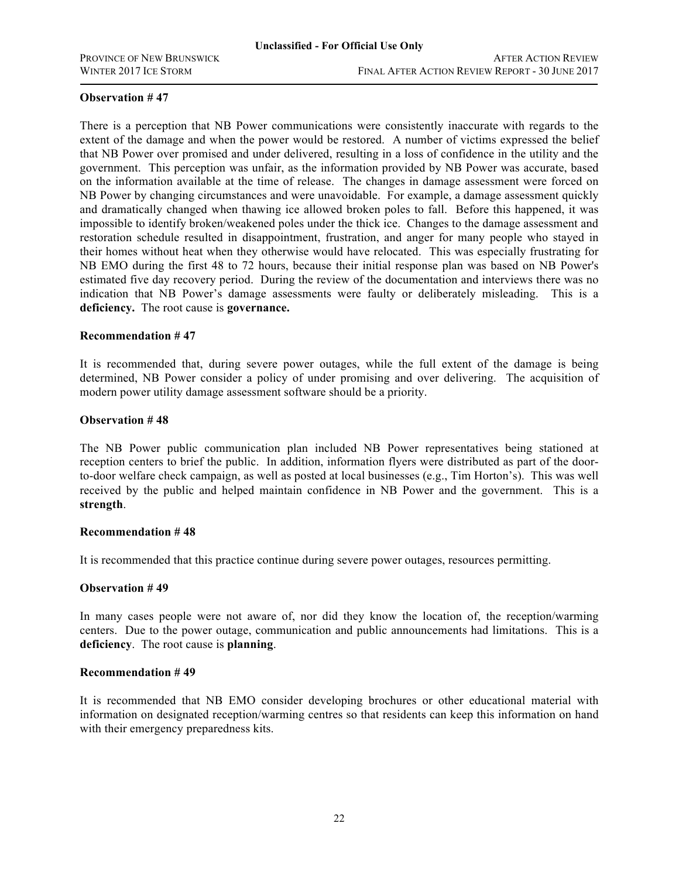**Observation # 47**

There is a perception that NB Power communications were consistently inaccurate with regards to the extent of the damage and when the power would be restored. A number of victims expressed the belief that NB Power over promised and under delivered, resulting in a loss of confidence in the utility and the government. This perception was unfair, as the information provided by NB Power was accurate, based on the information available at the time of release. The changes in damage assessment were forced on NB Power by changing circumstances and were unavoidable. For example, a damage assessment quickly and dramatically changed when thawing ice allowed broken poles to fall. Before this happened, it was impossible to identify broken/weakened poles under the thick ice. Changes to the damage assessment and restoration schedule resulted in disappointment, frustration, and anger for many people who stayed in their homes without heat when they otherwise would have relocated. This was especially frustrating for NB EMO during the first 48 to 72 hours, because their initial response plan was based on NB Power's estimated five day recovery period. During the review of the documentation and interviews there was no indication that NB Power's damage assessments were faulty or deliberately misleading. This is a **deficiency.** The root cause is **governance.**

**Recommendation # 47**

It is recommended that, during severe power outages, while the full extent of the damage is being determined, NB Power consider a policy of under promising and over delivering. The acquisition of modern power utility damage assessment software should be a priority.

**Observation # 48**

The NB Power public communication plan included NB Power representatives being stationed at reception centers to brief the public. In addition, information flyers were distributed as part of the door-to-door welfare check campaign, as well as posted at local businesses (e.g., Tim Horton's). This was well received by the public and helped maintain confidence in NB Power and the government. This is a **strength**.

**Recommendation # 48**

It is recommended that this practice continue during severe power outages, resources permitting.

**Observation # 49**

In many cases people were not aware of, nor did they know the location of, the reception/warming centers. Due to the power outage, communication and public announcements had limitations. This is a **deficiency**. The root cause is **planning**.

**Recommendation # 49**

It is recommended that NB EMO consider developing brochures or other educational material with information on designated reception/warming centres so that residents can keep this information on hand with their emergency preparedness kits.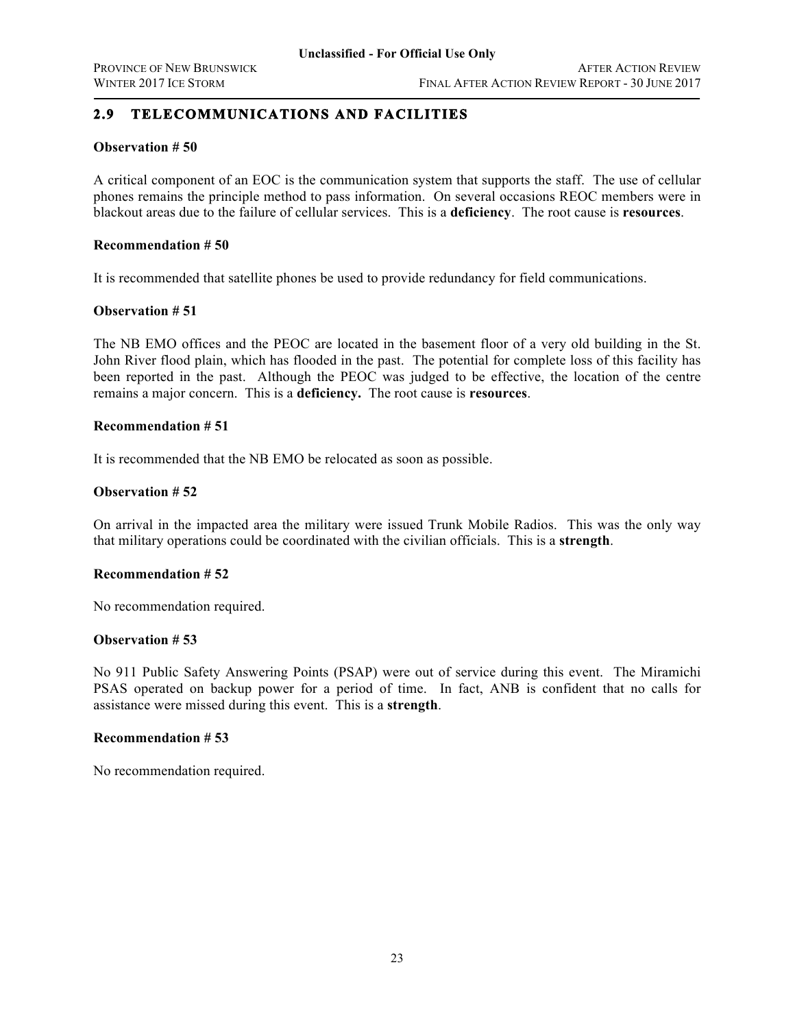## 2.9 TELECOMMUNICATIONS AND FACILITIES

**Observation # 50**

A critical component of an EOC is the communication system that supports the staff. The use of cellular phones remains the principle method to pass information. On several occasions REOC members were in blackout areas due to the failure of cellular services. This is a **deficiency**. The root cause is **resources**.

**Recommendation # 50**

It is recommended that satellite phones be used to provide redundancy for field communications.

**Observation # 51**

The NB EMO offices and the PEOC are located in the basement floor of a very old building in the St. John River flood plain, which has flooded in the past. The potential for complete loss of this facility has been reported in the past. Although the PEOC was judged to be effective, the location of the centre remains a major concern. This is a **deficiency.** The root cause is **resources**.

**Recommendation # 51**

It is recommended that the NB EMO be relocated as soon as possible.

**Observation # 52**

On arrival in the impacted area the military were issued Trunk Mobile Radios. This was the only way that military operations could be coordinated with the civilian officials. This is a **strength**.

**Recommendation # 52**

No recommendation required.

**Observation # 53**

No 911 Public Safety Answering Points (PSAP) were out of service during this event. The Miramichi PSAS operated on backup power for a period of time. In fact, ANB is confident that no calls for assistance were missed during this event. This is a **strength**.

**Recommendation # 53**

No recommendation required.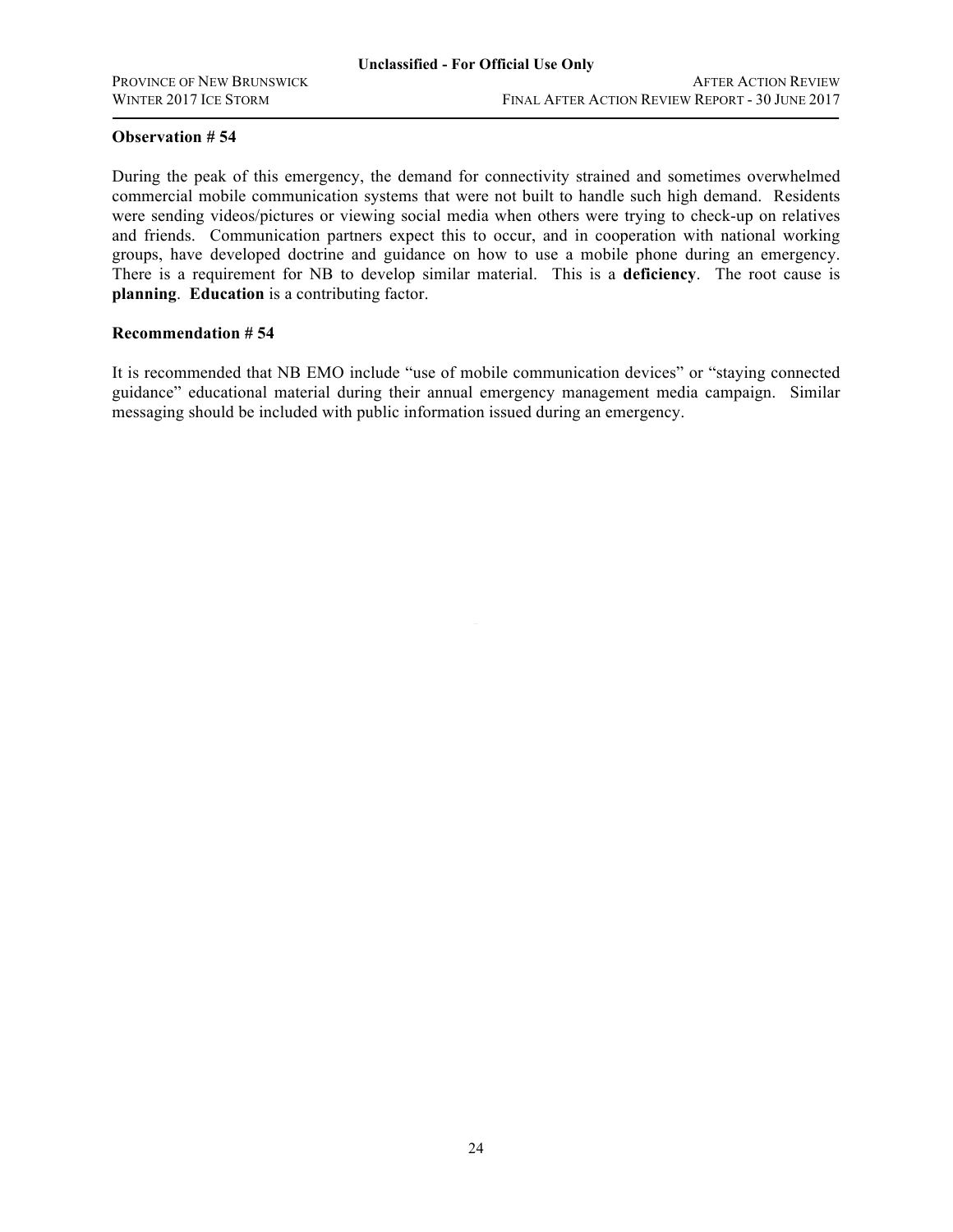**Observation # 54**

During the peak of this emergency, the demand for connectivity strained and sometimes overwhelmed commercial mobile communication systems that were not built to handle such high demand. Residents were sending videos/pictures or viewing social media when others were trying to check-up on relatives and friends. Communication partners expect this to occur, and in cooperation with national working groups, have developed doctrine and guidance on how to use a mobile phone during an emergency. There is a requirement for NB to develop similar material. This is a **deficiency**. The root cause is **planning**. **Education** is a contributing factor.

**Recommendation # 54**

It is recommended that NB EMO include "use of mobile communication devices" or "staying connected guidance" educational material during their annual emergency management media campaign. Similar messaging should be included with public information issued during an emergency.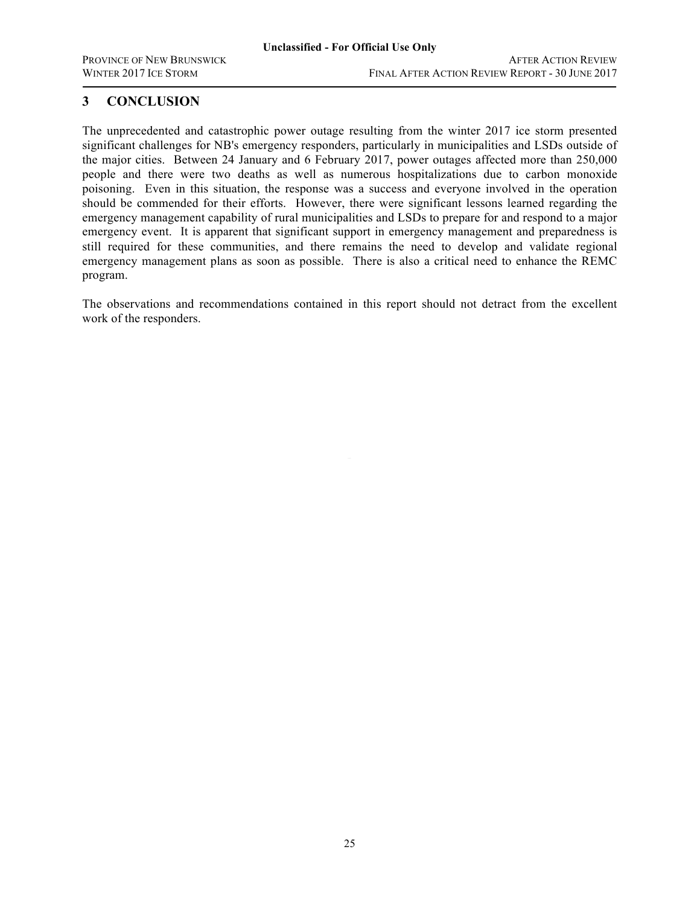## 3 CONCLUSION

The unprecedented and catastrophic power outage resulting from the winter 2017 ice storm presented significant challenges for NB's emergency responders, particularly in municipalities and LSDs outside of the major cities. Between 24 January and 6 February 2017, power outages affected more than 250,000 people and there were two deaths as well as numerous hospitalizations due to carbon monoxide poisoning. Even in this situation, the response was a success and everyone involved in the operation should be commended for their efforts. However, there were significant lessons learned regarding the emergency management capability of rural municipalities and LSDs to prepare for and respond to a major emergency event. It is apparent that significant support in emergency management and preparedness is still required for these communities, and there remains the need to develop and validate regional emergency management plans as soon as possible. There is also a critical need to enhance the REMC program.

The observations and recommendations contained in this report should not detract from the excellent work of the responders.